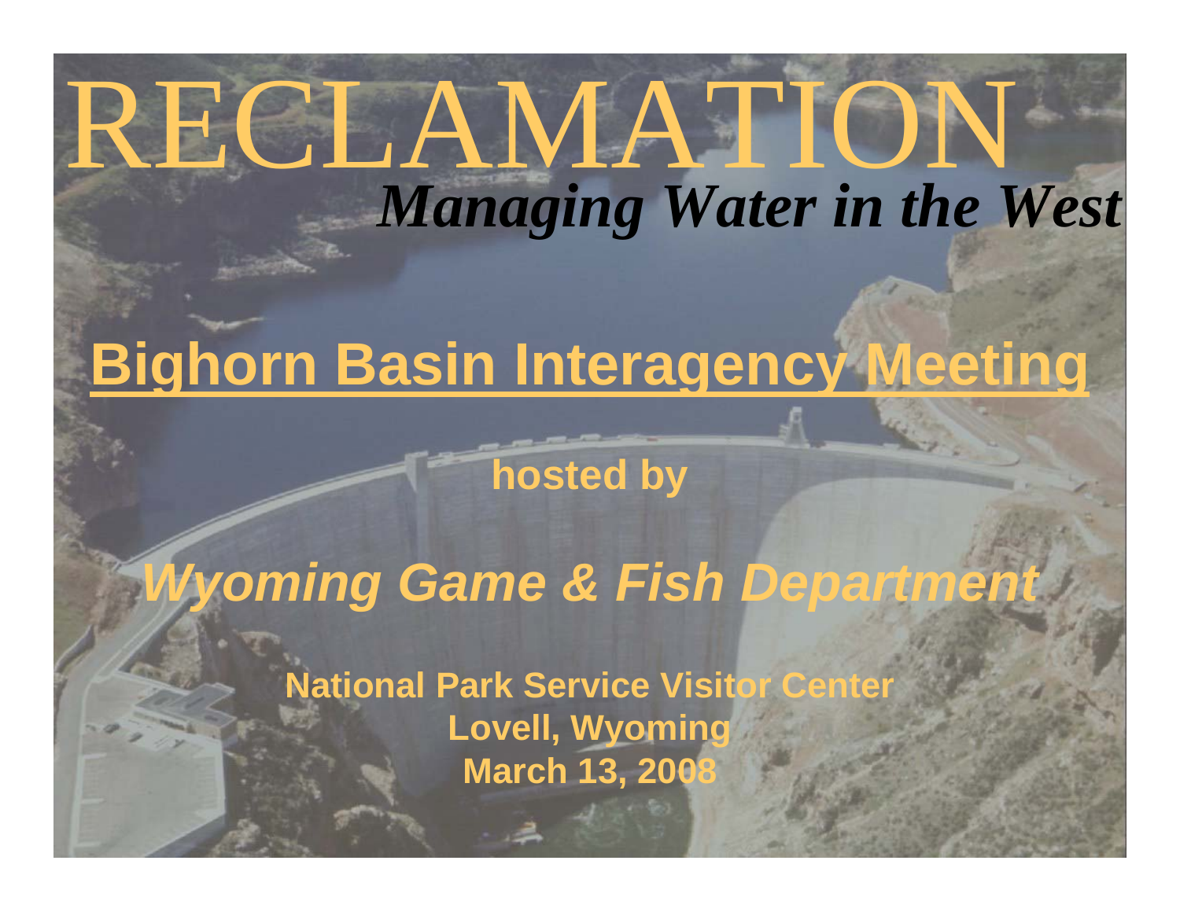# RECLAMATION

*Managing Water in the West*

## Bighorn Basin Interagency Meeting

**hosted by**

***Wyoming Game & Fish Department***

**National Park Service Visitor Center**
**Lovell, Wyoming**
**March 13, 2008**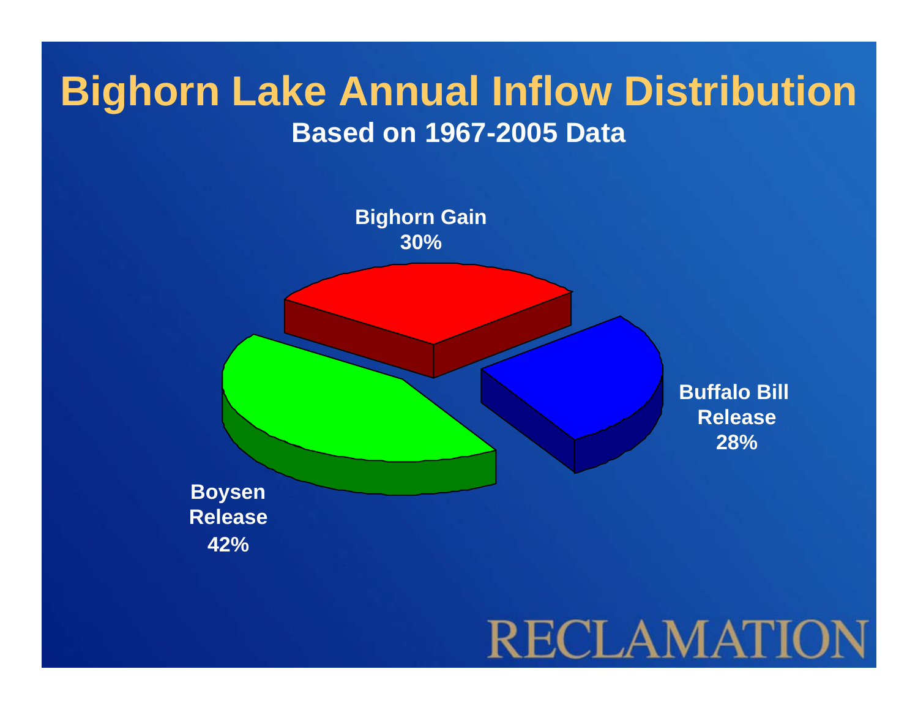# Bighorn Lake Annual Inflow Distribution

**Based on 1967-2005 Data**

**Bighorn Gain 30%**

**Buffalo Bill Release 28%**

**Boysen Release 42%**

RECLAMATION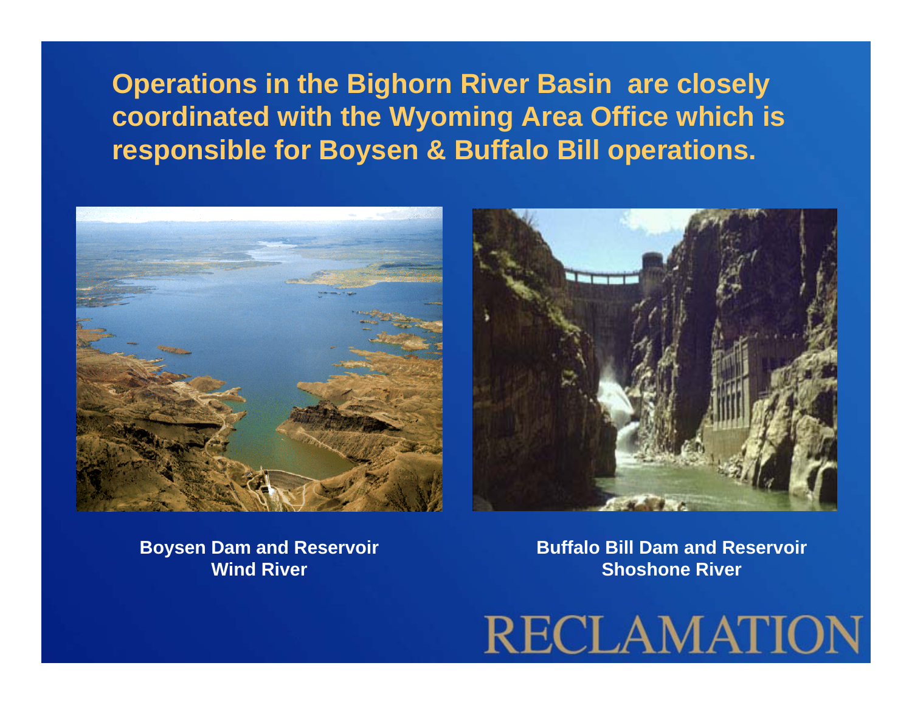**Operations in the Bighorn River Basin are closely coordinated with the Wyoming Area Office which is responsible for Boysen & Buffalo Bill operations.**

**Boysen Dam and Reservoir**
**Wind River**

**Buffalo Bill Dam and Reservoir**
**Shoshone River**

RECLAMATION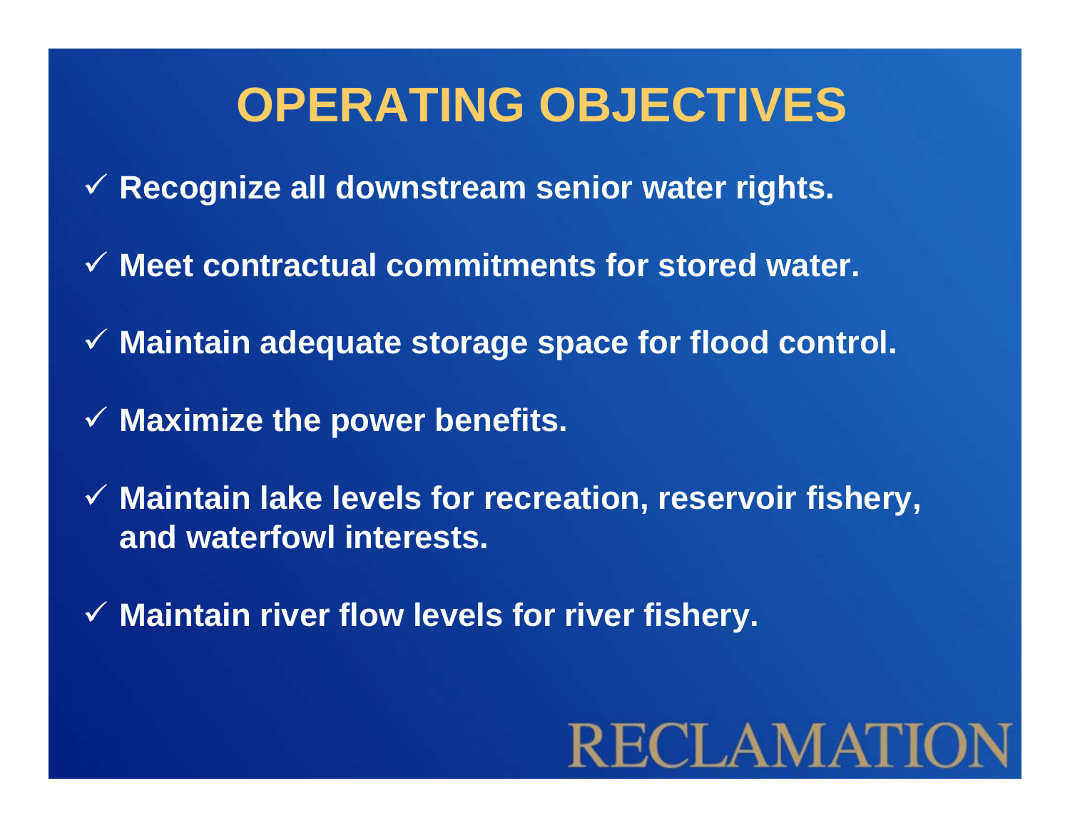# OPERATING OBJECTIVES

- ✓ **Recognize all downstream senior water rights.**
- ✓ **Meet contractual commitments for stored water.**
- ✓ **Maintain adequate storage space for flood control.**
- ✓ **Maximize the power benefits.**
- ✓ **Maintain lake levels for recreation, reservoir fishery, and waterfowl interests.**
- ✓ **Maintain river flow levels for river fishery.**

RECLAMATION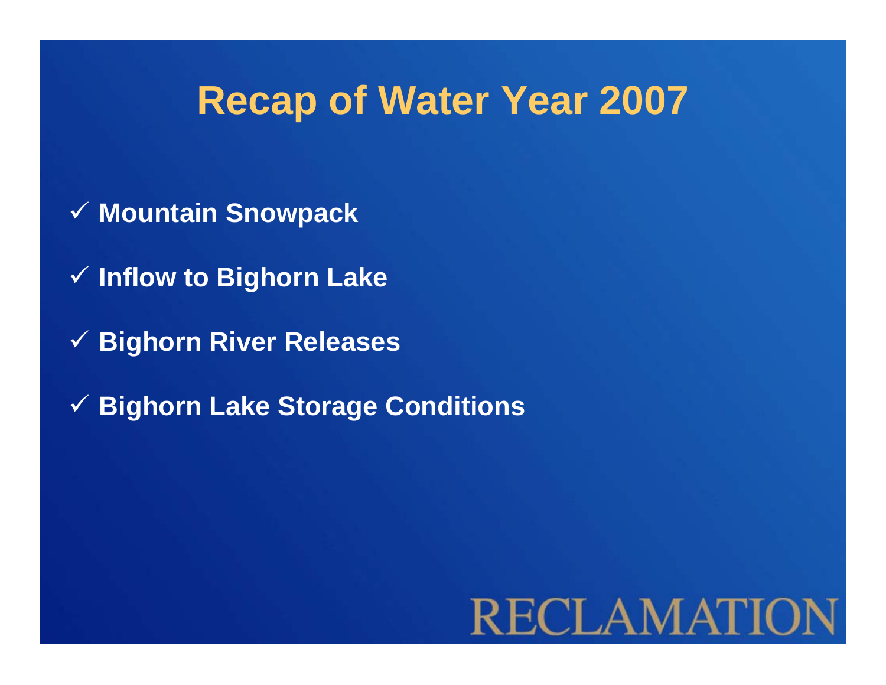# Recap of Water Year 2007

- ✓ Mountain Snowpack
- ✓ Inflow to Bighorn Lake
- ✓ Bighorn River Releases
- ✓ Bighorn Lake Storage Conditions

RECLAMATION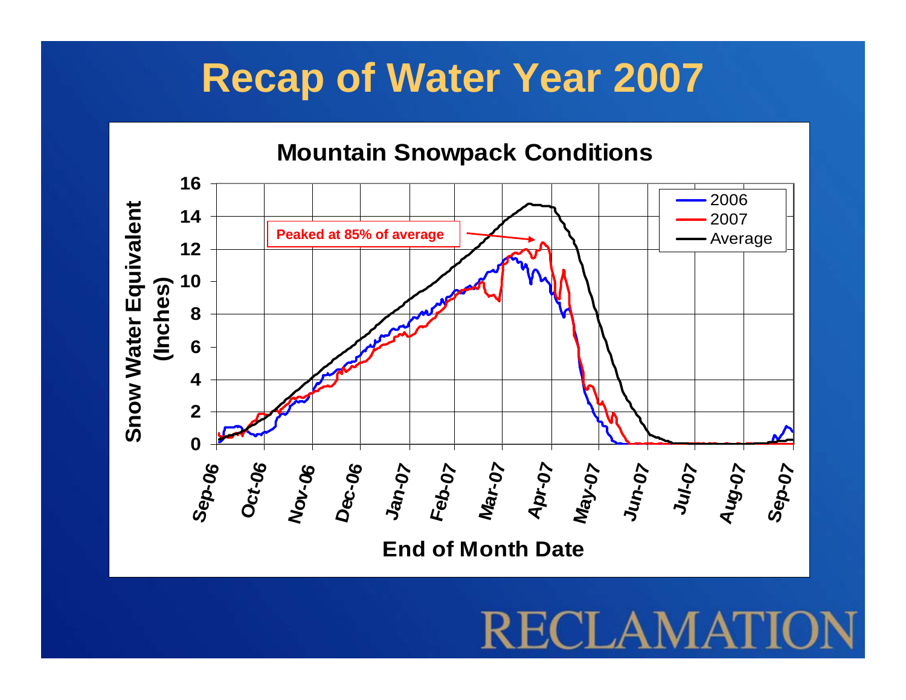# Recap of Water Year 2007

## Mountain Snowpack Conditions

Peaked at 85% of average

Snow Water Equivalent (Inches)

End of Month Date

2006
2007
Average

RECLAMATION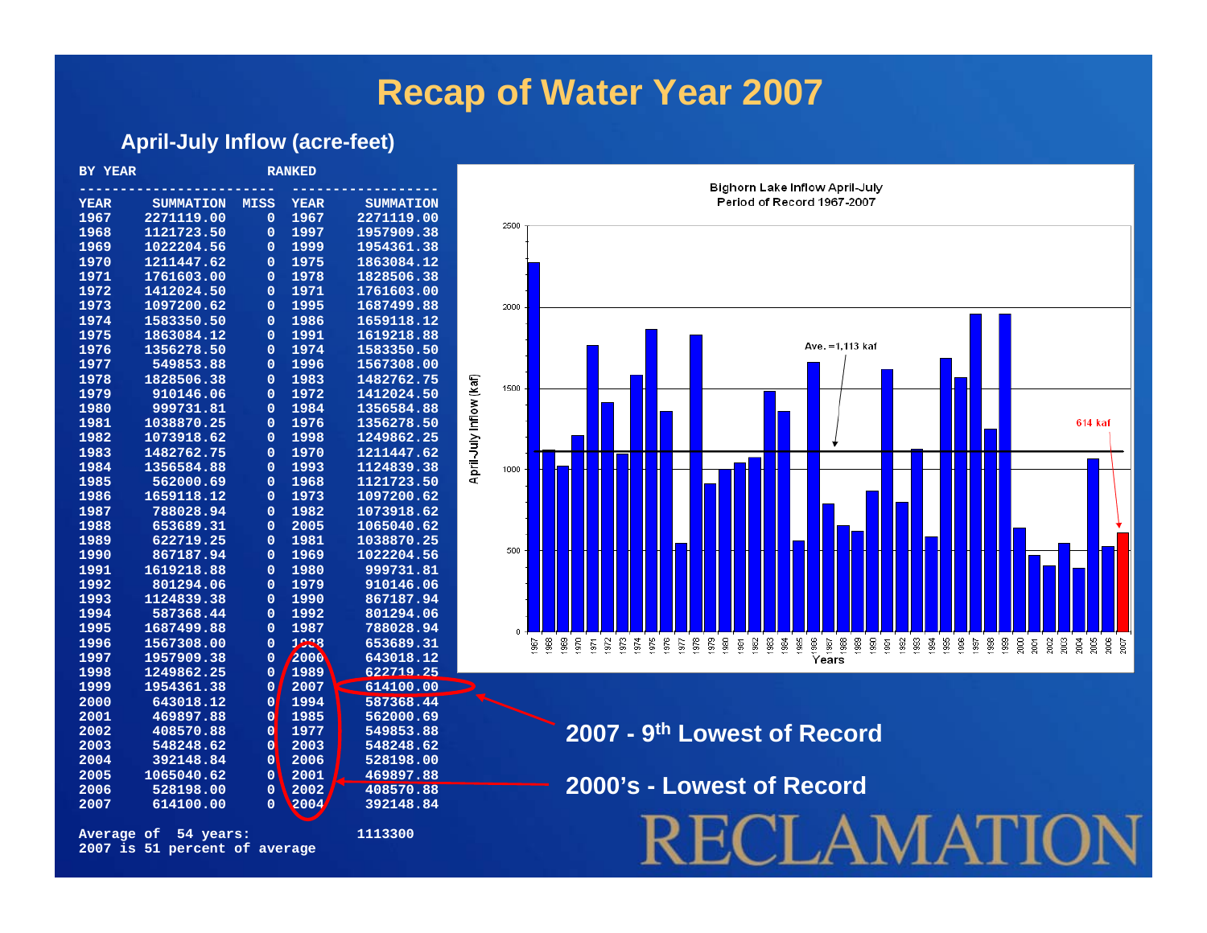# Recap of Water Year 2007

## April-July Inflow (acre-feet)

| BY YEAR | | | RANKED | |
|---|---|---|---|---|
| YEAR | SUMMATION | MISS | YEAR | SUMMATION |
| 1967 | 2271119.00 | 0 | 1967 | 2271119.00 |
| 1968 | 1121723.50 | 0 | 1997 | 1957909.38 |
| 1969 | 1022204.56 | 0 | 1999 | 1954361.38 |
| 1970 | 1211447.62 | 0 | 1975 | 1863084.12 |
| 1971 | 1761603.00 | 0 | 1978 | 1828506.38 |
| 1972 | 1412024.50 | 0 | 1971 | 1761603.00 |
| 1973 | 1097200.62 | 0 | 1995 | 1687499.88 |
| 1974 | 1583350.50 | 0 | 1986 | 1659118.12 |
| 1975 | 1863084.12 | 0 | 1991 | 1619218.88 |
| 1976 | 1356278.50 | 0 | 1974 | 1583350.50 |
| 1977 | 549853.88 | 0 | 1996 | 1567308.00 |
| 1978 | 1828506.38 | 0 | 1983 | 1482762.75 |
| 1979 | 910146.06 | 0 | 1972 | 1412024.50 |
| 1980 | 999731.81 | 0 | 1984 | 1356584.88 |
| 1981 | 1038870.25 | 0 | 1976 | 1356278.50 |
| 1982 | 1073918.62 | 0 | 1998 | 1249862.25 |
| 1983 | 1482762.75 | 0 | 1970 | 1211447.62 |
| 1984 | 1356584.88 | 0 | 1993 | 1124839.38 |
| 1985 | 562000.69 | 0 | 1968 | 1121723.50 |
| 1986 | 1659118.12 | 0 | 1973 | 1097200.62 |
| 1987 | 788028.94 | 0 | 1982 | 1073918.62 |
| 1988 | 653689.31 | 0 | 2005 | 1065040.62 |
| 1989 | 622719.25 | 0 | 1981 | 1038870.25 |
| 1990 | 867187.94 | 0 | 1969 | 1022204.56 |
| 1991 | 1619218.88 | 0 | 1980 | 999731.81 |
| 1992 | 801294.06 | 0 | 1979 | 910146.06 |
| 1993 | 1124839.38 | 0 | 1990 | 867187.94 |
| 1994 | 587368.44 | 0 | 1992 | 801294.06 |
| 1995 | 1687499.88 | 0 | 1987 | 788028.94 |
| 1996 | 1567308.00 | 0 | 1988 | 653689.31 |
| 1997 | 1957909.38 | 0 | 2000 | 643018.12 |
| 1998 | 1249862.25 | 0 | 1989 | 622719.25 |
| 1999 | 1954361.38 | 0 | 2007 | 614100.00 |
| 2000 | 643018.12 | 0 | 1994 | 587368.44 |
| 2001 | 469897.88 | 0 | 1985 | 562000.69 |
| 2002 | 408570.88 | 0 | 1977 | 549853.88 |
| 2003 | 548248.62 | 0 | 2003 | 548248.62 |
| 2004 | 392148.84 | 0 | 2006 | 528198.00 |
| 2005 | 1065040.62 | 0 | 2001 | 469897.88 |
| 2006 | 528198.00 | 0 | 2002 | 408570.88 |
| 2007 | 614100.00 | 0 | 2004 | 392148.84 |

Average of 54 years: 1113300

2007 is 51 percent of average

Bighorn Lake Inflow April-July
Period of Record 1967-2007

Ave. =1,113 kaf

614 kaf

**2007 - 9th Lowest of Record**

**2000's - Lowest of Record**

RECLAMATION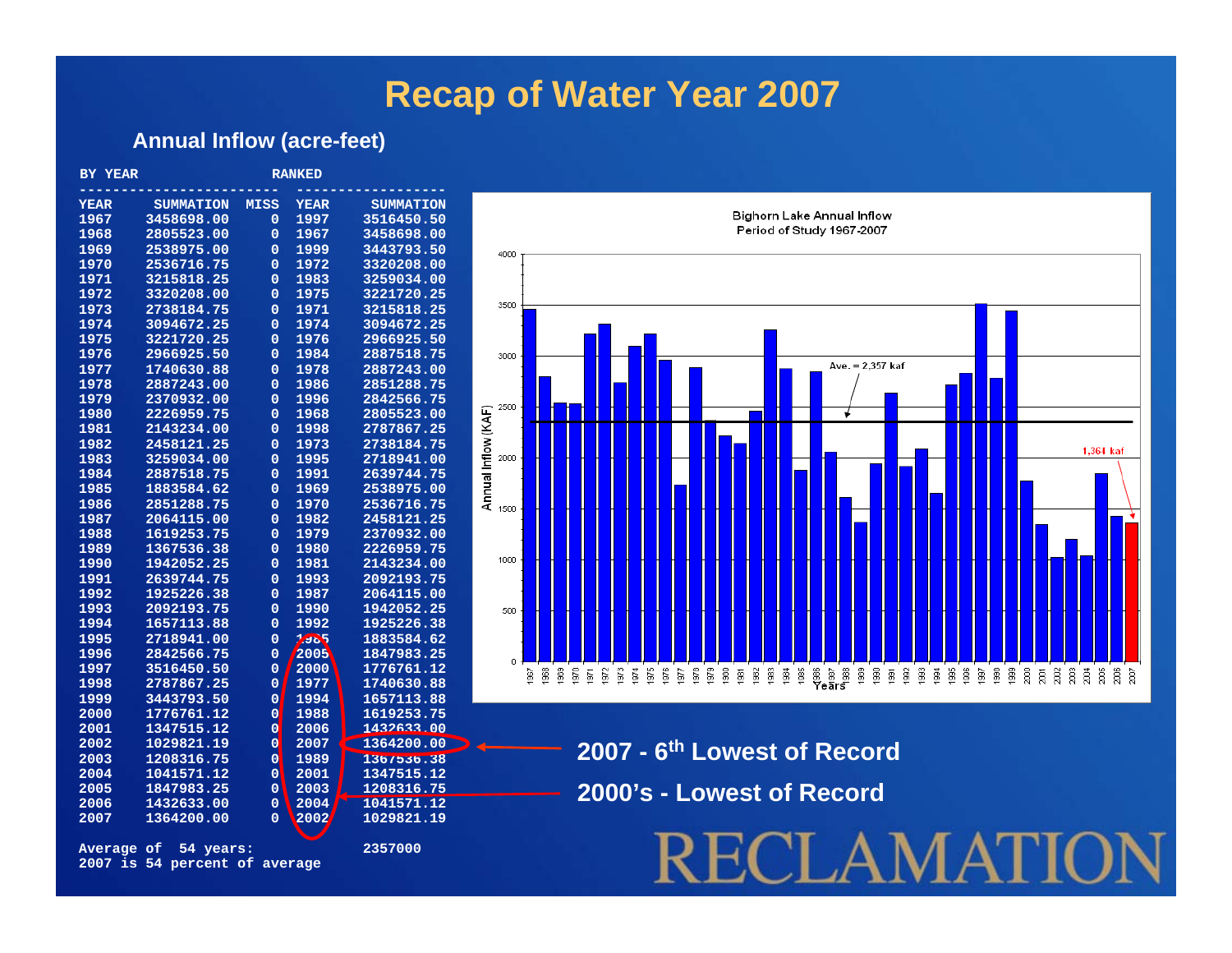# Recap of Water Year 2007

## Annual Inflow (acre-feet)

| BY YEAR | | | RANKED | |
|---|---|---|---|---|
| YEAR | SUMMATION | MISS | YEAR | SUMMATION |
| 1967 | 3458698.00 | 0 | 1997 | 3516450.50 |
| 1968 | 2805523.00 | 0 | 1967 | 3458698.00 |
| 1969 | 2538975.00 | 0 | 1999 | 3443793.50 |
| 1970 | 2536716.75 | 0 | 1972 | 3320208.00 |
| 1971 | 3215818.25 | 0 | 1983 | 3259034.00 |
| 1972 | 3320208.00 | 0 | 1975 | 3221720.25 |
| 1973 | 2738184.75 | 0 | 1971 | 3215818.25 |
| 1974 | 3094672.25 | 0 | 1974 | 3094672.25 |
| 1975 | 3221720.25 | 0 | 1976 | 2966925.50 |
| 1976 | 2966925.50 | 0 | 1984 | 2887518.75 |
| 1977 | 1740630.88 | 0 | 1978 | 2887243.00 |
| 1978 | 2887243.00 | 0 | 1986 | 2851288.75 |
| 1979 | 2370932.00 | 0 | 1996 | 2842566.75 |
| 1980 | 2226959.75 | 0 | 1968 | 2805523.00 |
| 1981 | 2143234.00 | 0 | 1998 | 2787867.25 |
| 1982 | 2458121.25 | 0 | 1973 | 2738184.75 |
| 1983 | 3259034.00 | 0 | 1995 | 2718941.00 |
| 1984 | 2887518.75 | 0 | 1991 | 2639744.75 |
| 1985 | 1883584.62 | 0 | 1969 | 2538975.00 |
| 1986 | 2851288.75 | 0 | 1970 | 2536716.75 |
| 1987 | 2064115.00 | 0 | 1982 | 2458121.25 |
| 1988 | 1619253.75 | 0 | 1979 | 2370932.00 |
| 1989 | 1367536.38 | 0 | 1980 | 2226959.75 |
| 1990 | 1942052.25 | 0 | 1981 | 2143234.00 |
| 1991 | 2639744.75 | 0 | 1993 | 2092193.75 |
| 1992 | 1925226.38 | 0 | 1987 | 2064115.00 |
| 1993 | 2092193.75 | 0 | 1990 | 1942052.25 |
| 1994 | 1657113.88 | 0 | 1992 | 1925226.38 |
| 1995 | 2718941.00 | 0 | 1985 | 1883584.62 |
| 1996 | 2842566.75 | 0 | 2005 | 1847983.25 |
| 1997 | 3516450.50 | 0 | 2000 | 1776761.12 |
| 1998 | 2787867.25 | 0 | 1977 | 1740630.88 |
| 1999 | 3443793.50 | 0 | 1994 | 1657113.88 |
| 2000 | 1776761.12 | 0 | 1988 | 1619253.75 |
| 2001 | 1347515.12 | 0 | 2006 | 1432633.00 |
| 2002 | 1029821.19 | 0 | 2007 | 1364200.00 |
| 2003 | 1208316.75 | 0 | 1989 | 1367536.38 |
| 2004 | 1041571.12 | 0 | 2001 | 1347515.12 |
| 2005 | 1847983.25 | 0 | 2003 | 1208316.75 |
| 2006 | 1432633.00 | 0 | 2004 | 1041571.12 |
| 2007 | 1364200.00 | 0 | 2002 | 1029821.19 |

Average of 54 years: 2357000

2007 is 54 percent of average

**Bighorn Lake Annual Inflow**
**Period of Study 1967-2007**

Ave. = 2,357 kaf

1,364 kaf

**2007 - 6th Lowest of Record**

**2000's - Lowest of Record**

RECLAMATION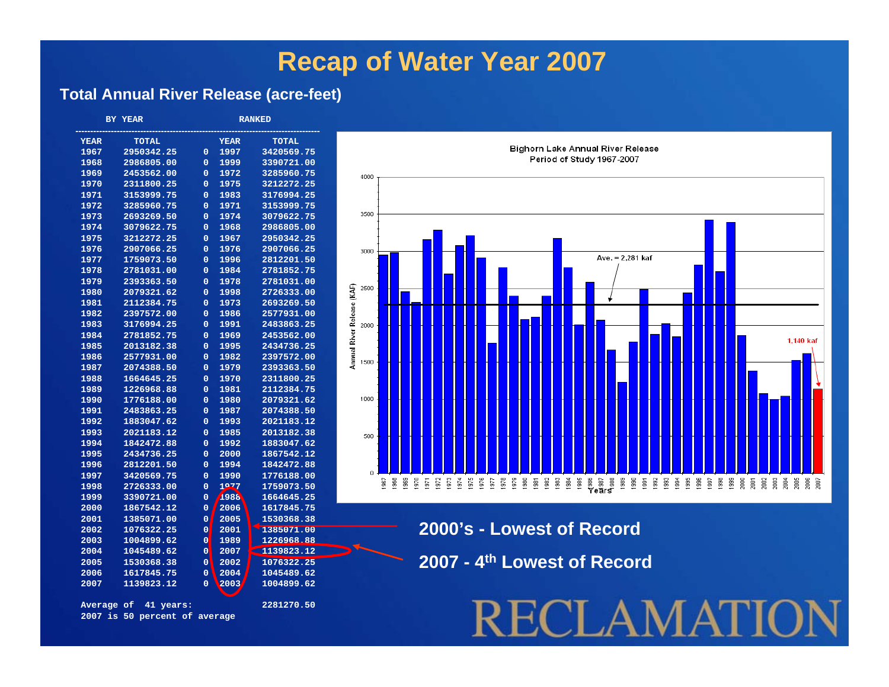# Recap of Water Year 2007

## Total Annual River Release (acre-feet)

| BY YEAR | | | RANKED | |
|---|---|---|---|---|
| YEAR | TOTAL | | YEAR | TOTAL |
| 1967 | 2950342.25 | 0 | 1997 | 3420569.75 |
| 1968 | 2986805.00 | 0 | 1999 | 3390721.00 |
| 1969 | 2453562.00 | 0 | 1972 | 3285960.75 |
| 1970 | 2311800.25 | 0 | 1975 | 3212272.25 |
| 1971 | 3153999.75 | 0 | 1983 | 3176994.25 |
| 1972 | 3285960.75 | 0 | 1971 | 3153999.75 |
| 1973 | 2693269.50 | 0 | 1974 | 3079622.75 |
| 1974 | 3079622.75 | 0 | 1968 | 2986805.00 |
| 1975 | 3212272.25 | 0 | 1967 | 2950342.25 |
| 1976 | 2907066.25 | 0 | 1976 | 2907066.25 |
| 1977 | 1759073.50 | 0 | 1996 | 2812201.50 |
| 1978 | 2781031.00 | 0 | 1984 | 2781852.75 |
| 1979 | 2393363.50 | 0 | 1978 | 2781031.00 |
| 1980 | 2079321.62 | 0 | 1998 | 2726333.00 |
| 1981 | 2112384.75 | 0 | 1973 | 2693269.50 |
| 1982 | 2397572.00 | 0 | 1986 | 2577931.00 |
| 1983 | 3176994.25 | 0 | 1991 | 2483863.25 |
| 1984 | 2781852.75 | 0 | 1969 | 2453562.00 |
| 1985 | 2013182.38 | 0 | 1995 | 2434736.25 |
| 1986 | 2577931.00 | 0 | 1982 | 2397572.00 |
| 1987 | 2074388.50 | 0 | 1979 | 2393363.50 |
| 1988 | 1664645.25 | 0 | 1970 | 2311800.25 |
| 1989 | 1226968.88 | 0 | 1981 | 2112384.75 |
| 1990 | 1776188.00 | 0 | 1980 | 2079321.62 |
| 1991 | 2483863.25 | 0 | 1987 | 2074388.50 |
| 1992 | 1883047.62 | 0 | 1993 | 2021183.12 |
| 1993 | 2021183.12 | 0 | 1985 | 2013182.38 |
| 1994 | 1842472.88 | 0 | 1992 | 1883047.62 |
| 1995 | 2434736.25 | 0 | 2000 | 1867542.12 |
| 1996 | 2812201.50 | 0 | 1994 | 1842472.88 |
| 1997 | 3420569.75 | 0 | 1990 | 1776188.00 |
| 1998 | 2726333.00 | 0 | 1977 | 1759073.50 |
| 1999 | 3390721.00 | 0 | 1988 | 1664645.25 |
| 2000 | 1867542.12 | 0 | 2006 | 1617845.75 |
| 2001 | 1385071.00 | 0 | 2005 | 1530368.38 |
| 2002 | 1076322.25 | 0 | 2001 | 1385071.00 |
| 2003 | 1004899.62 | 0 | 1989 | 1226968.88 |
| 2004 | 1045489.62 | 0 | 2007 | 1139823.12 |
| 2005 | 1530368.38 | 0 | 2002 | 1076322.25 |
| 2006 | 1617845.75 | 0 | 2004 | 1045489.62 |
| 2007 | 1139823.12 | 0 | 2003 | 1004899.62 |

Average of 41 years: 2281270.50

2007 is 50 percent of average

Bighorn Lake Annual River Release
Period of Study 1967-2007

Ave. = 2,281 kaf

1,140 kaf

**2000's - Lowest of Record**

**2007 - 4th Lowest of Record**

RECLAMATION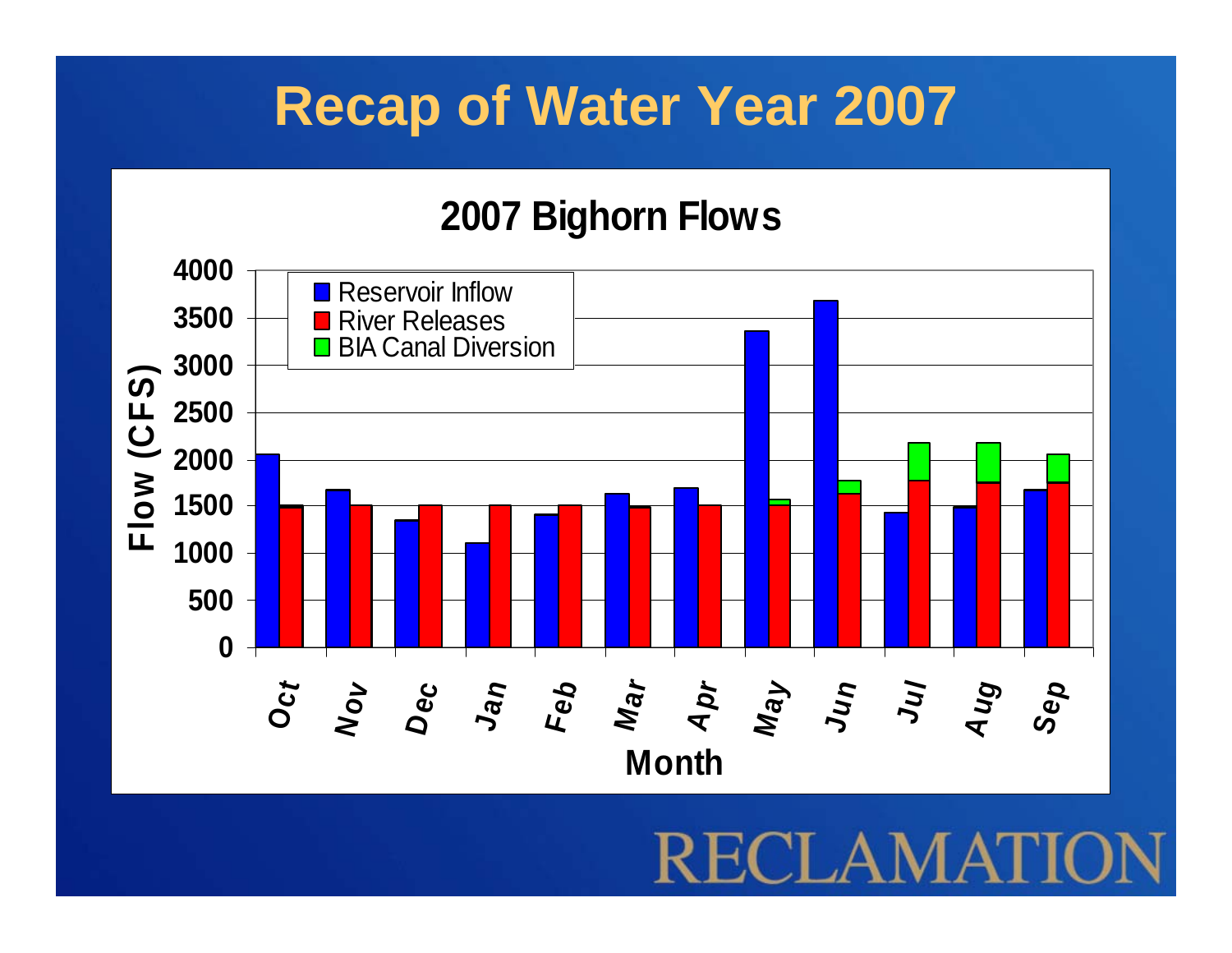# Recap of Water Year 2007

## 2007 Bighorn Flows

Flow (CFS)

4000
3500
3000
2500
2000
1500
1000
500
0

Reservoir Inflow
River Releases
BIA Canal Diversion

Oct Nov Dec Jan Feb Mar Apr May Jun Jul Aug Sep

Month

RECLAMATION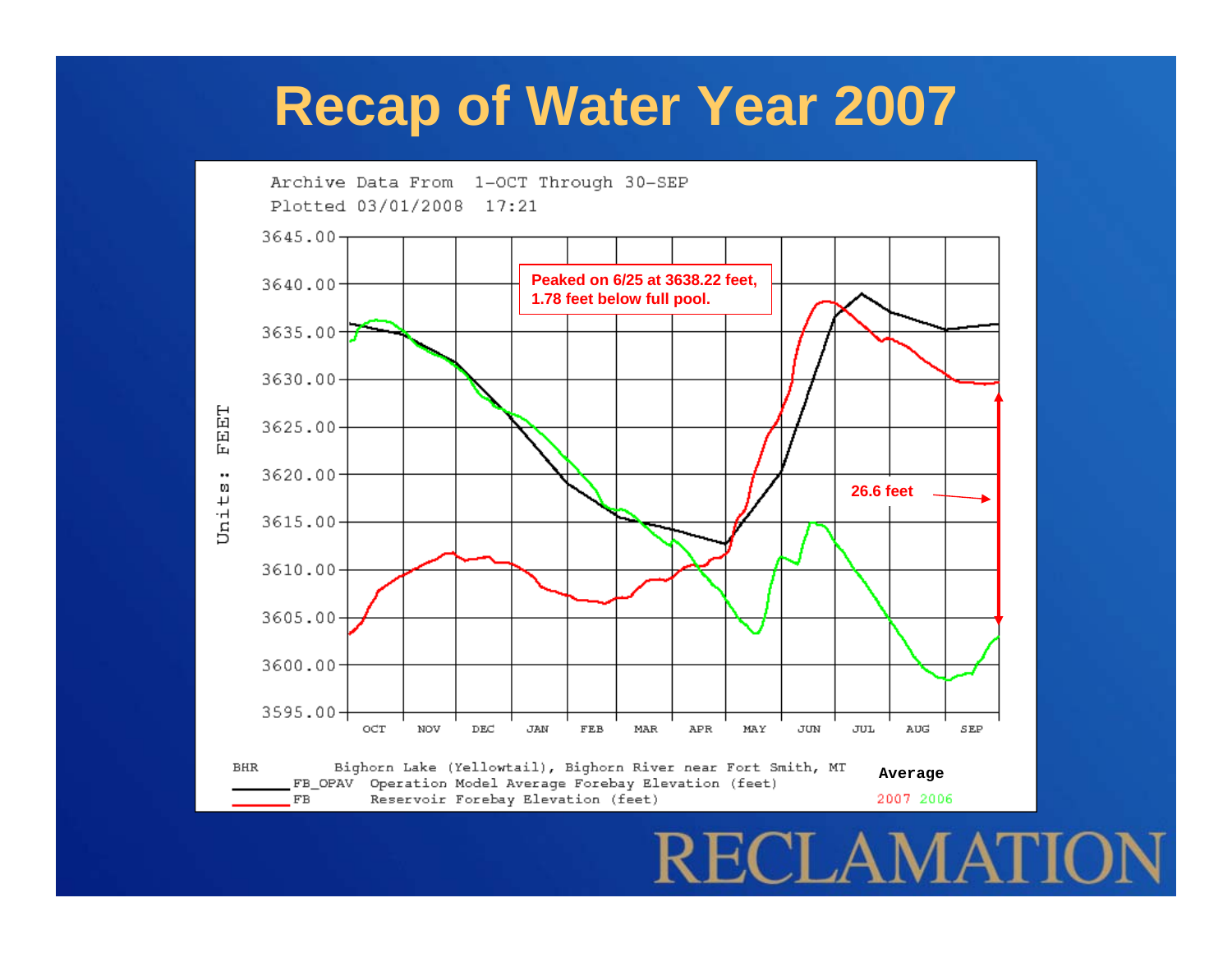# Recap of Water Year 2007

Archive Data From 1-OCT Through 30-SEP
Plotted 03/01/2008 17:21

Peaked on 6/25 at 3638.22 feet, 1.78 feet below full pool.

26.6 feet

Units: FEET

3645.00, 3640.00, 3635.00, 3630.00, 3625.00, 3620.00, 3615.00, 3610.00, 3605.00, 3600.00, 3595.00

OCT NOV DEC JAN FEB MAR APR MAY JUN JUL AUG SEP

BHR Bighorn Lake (Yellowtail), Bighorn River near Fort Smith, MT
FB_OPAV Operation Model Average Forebay Elevation (feet)
FB Reservoir Forebay Elevation (feet)

Average
2007 2006

RECLAMATION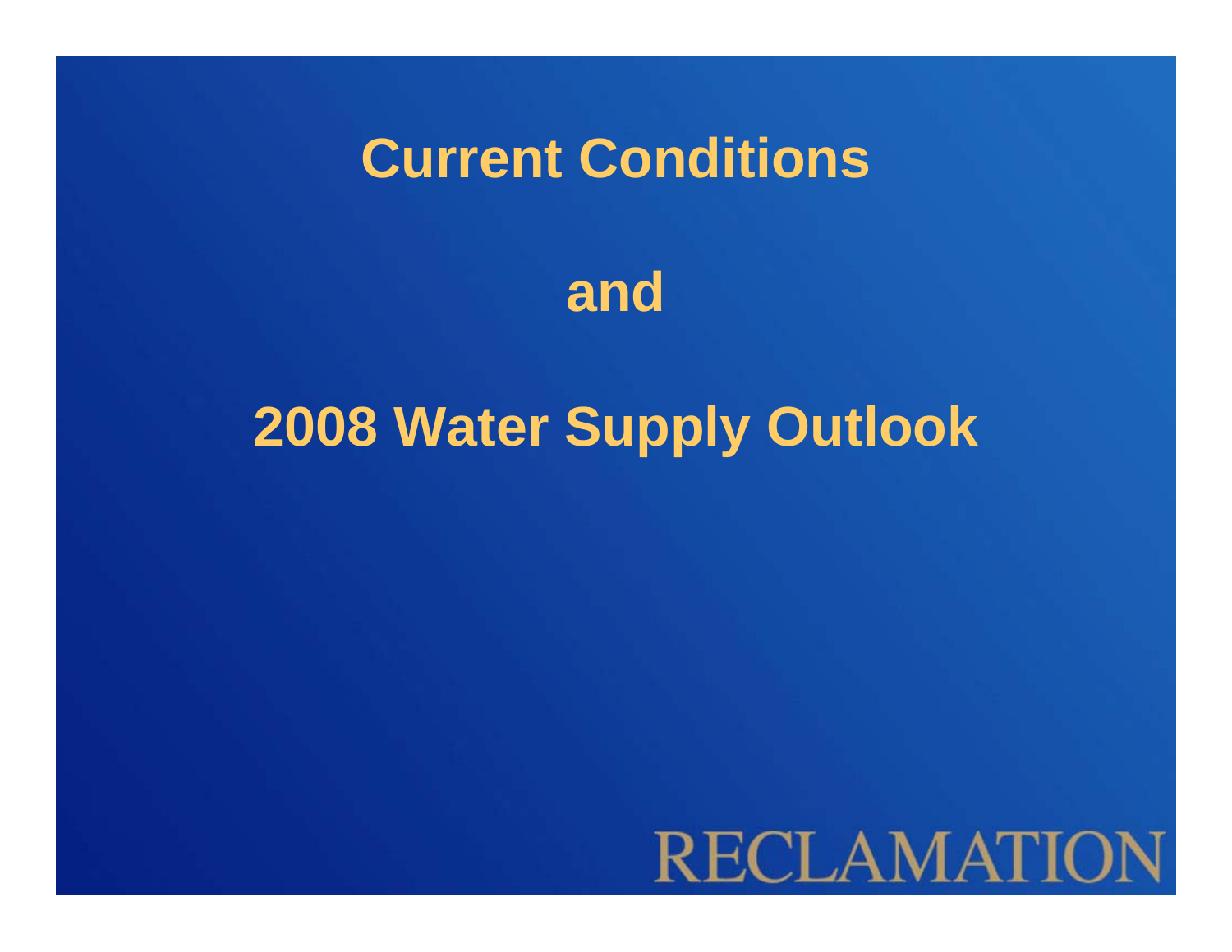# Current Conditions

# and

# 2008 Water Supply Outlook

RECLAMATION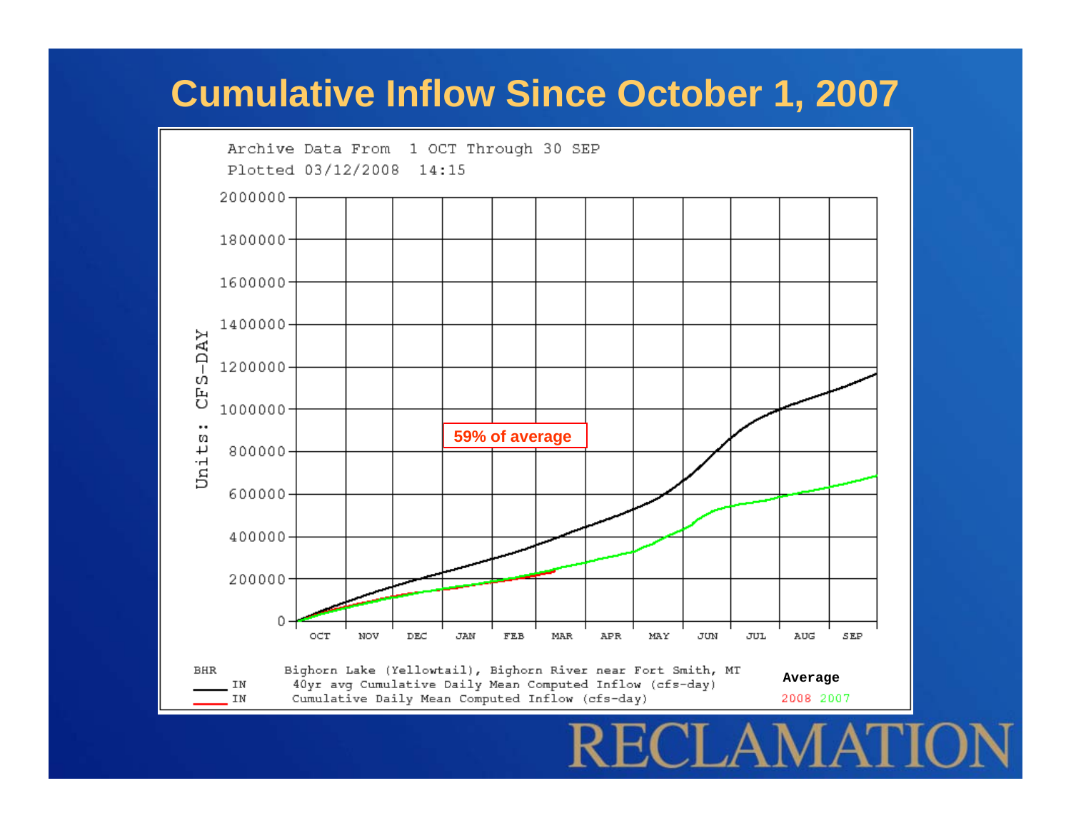# Cumulative Inflow Since October 1, 2007

Archive Data From 1 OCT Through 30 SEP
Plotted 03/12/2008 14:15

Units: CFS-DAY

59% of average

OCT NOV DEC JAN FEB MAR APR MAY JUN JUL AUG SEP

BHR — Bighorn Lake (Yellowtail), Bighorn River near Fort Smith, MT

IN — 40yr avg Cumulative Daily Mean Computed Inflow (cfs-day)

IN — Cumulative Daily Mean Computed Inflow (cfs-day)

**Average**

2008 2007

RECLAMATION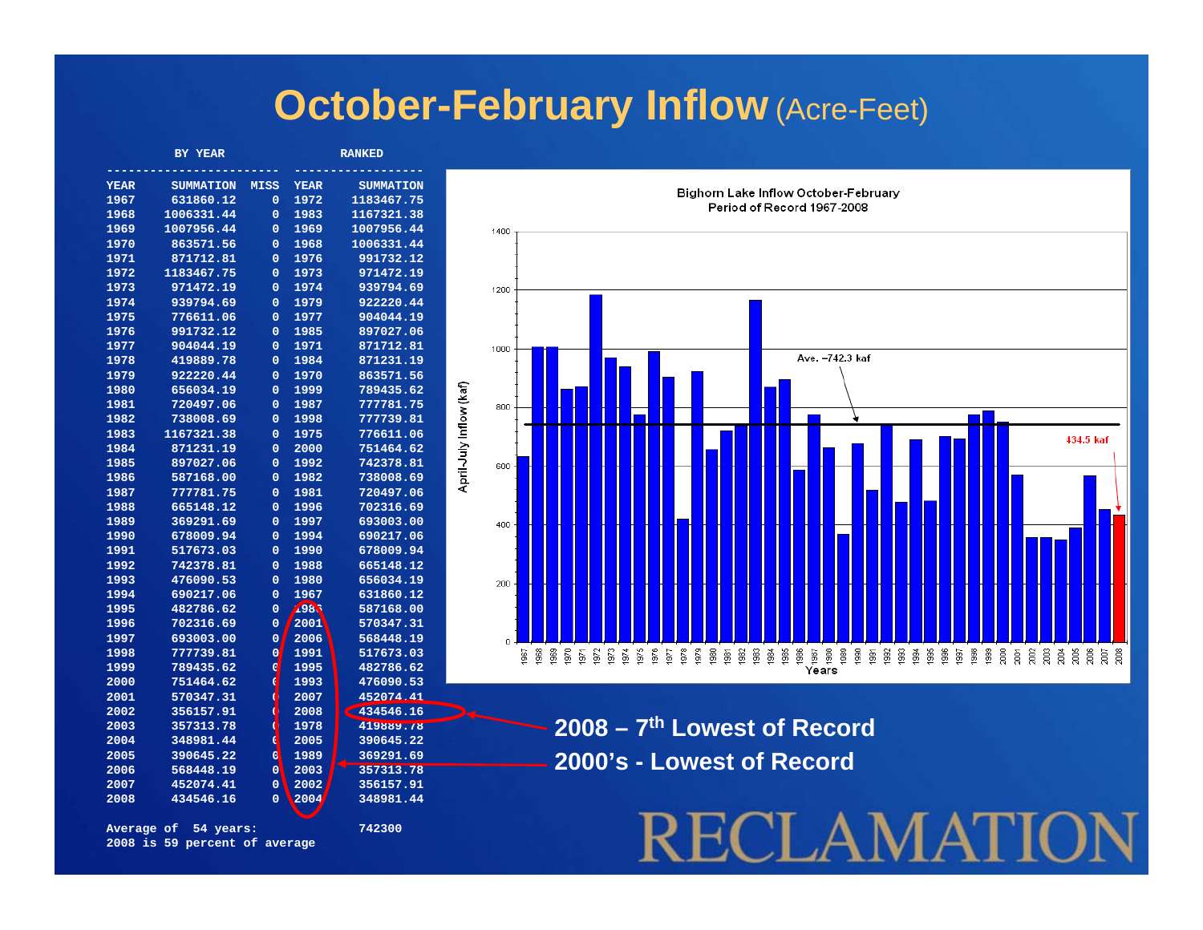# October-February Inflow (Acre-Feet)

| BY YEAR | | | RANKED | |
|---|---|---|---|---|
| YEAR | SUMMATION | MISS | YEAR | SUMMATION |
| 1967 | 631860.12 | 0 | 1972 | 1183467.75 |
| 1968 | 1006331.44 | 0 | 1983 | 1167321.38 |
| 1969 | 1007956.44 | 0 | 1969 | 1007956.44 |
| 1970 | 863571.56 | 0 | 1968 | 1006331.44 |
| 1971 | 871712.81 | 0 | 1976 | 991732.12 |
| 1972 | 1183467.75 | 0 | 1973 | 971472.19 |
| 1973 | 971472.19 | 0 | 1974 | 939794.69 |
| 1974 | 939794.69 | 0 | 1979 | 922220.44 |
| 1975 | 776611.06 | 0 | 1977 | 904044.19 |
| 1976 | 991732.12 | 0 | 1985 | 897027.06 |
| 1977 | 904044.19 | 0 | 1971 | 871712.81 |
| 1978 | 419889.78 | 0 | 1984 | 871231.19 |
| 1979 | 922220.44 | 0 | 1970 | 863571.56 |
| 1980 | 656034.19 | 0 | 1999 | 789435.62 |
| 1981 | 720497.06 | 0 | 1987 | 777781.75 |
| 1982 | 738008.69 | 0 | 1998 | 777739.81 |
| 1983 | 1167321.38 | 0 | 1975 | 776611.06 |
| 1984 | 871231.19 | 0 | 2000 | 751464.62 |
| 1985 | 897027.06 | 0 | 1992 | 742378.81 |
| 1986 | 587168.00 | 0 | 1982 | 738008.69 |
| 1987 | 777781.75 | 0 | 1981 | 720497.06 |
| 1988 | 665148.12 | 0 | 1996 | 702316.69 |
| 1989 | 369291.69 | 0 | 1997 | 693003.00 |
| 1990 | 678009.94 | 0 | 1994 | 690217.06 |
| 1991 | 517673.03 | 0 | 1990 | 678009.94 |
| 1992 | 742378.81 | 0 | 1988 | 665148.12 |
| 1993 | 476090.53 | 0 | 1980 | 656034.19 |
| 1994 | 690217.06 | 0 | 1967 | 631860.12 |
| 1995 | 482786.62 | 0 | 1986 | 587168.00 |
| 1996 | 702316.69 | 0 | 2001 | 570347.31 |
| 1997 | 693003.00 | 0 | 2006 | 568448.19 |
| 1998 | 777739.81 | 0 | 1991 | 517673.03 |
| 1999 | 789435.62 | 0 | 1995 | 482786.62 |
| 2000 | 751464.62 | 0 | 1993 | 476090.53 |
| 2001 | 570347.31 | 0 | 2007 | 452074.41 |
| 2002 | 356157.91 | 0 | 2008 | 434546.16 |
| 2003 | 357313.78 | 0 | 1978 | 419889.78 |
| 2004 | 348981.44 | 0 | 2005 | 390645.22 |
| 2005 | 390645.22 | 0 | 1989 | 369291.69 |
| 2006 | 568448.19 | 0 | 2003 | 357313.78 |
| 2007 | 452074.41 | 0 | 2002 | 356157.91 |
| 2008 | 434546.16 | 0 | 2004 | 348981.44 |

Average of 54 years: 742300

2008 is 59 percent of average

**Bighorn Lake Inflow October-February**
**Period of Record 1967-2008**

Ave. ~742.3 kaf

434.5 kaf

**2008 – 7th Lowest of Record**

**2000's - Lowest of Record**

RECLAMATION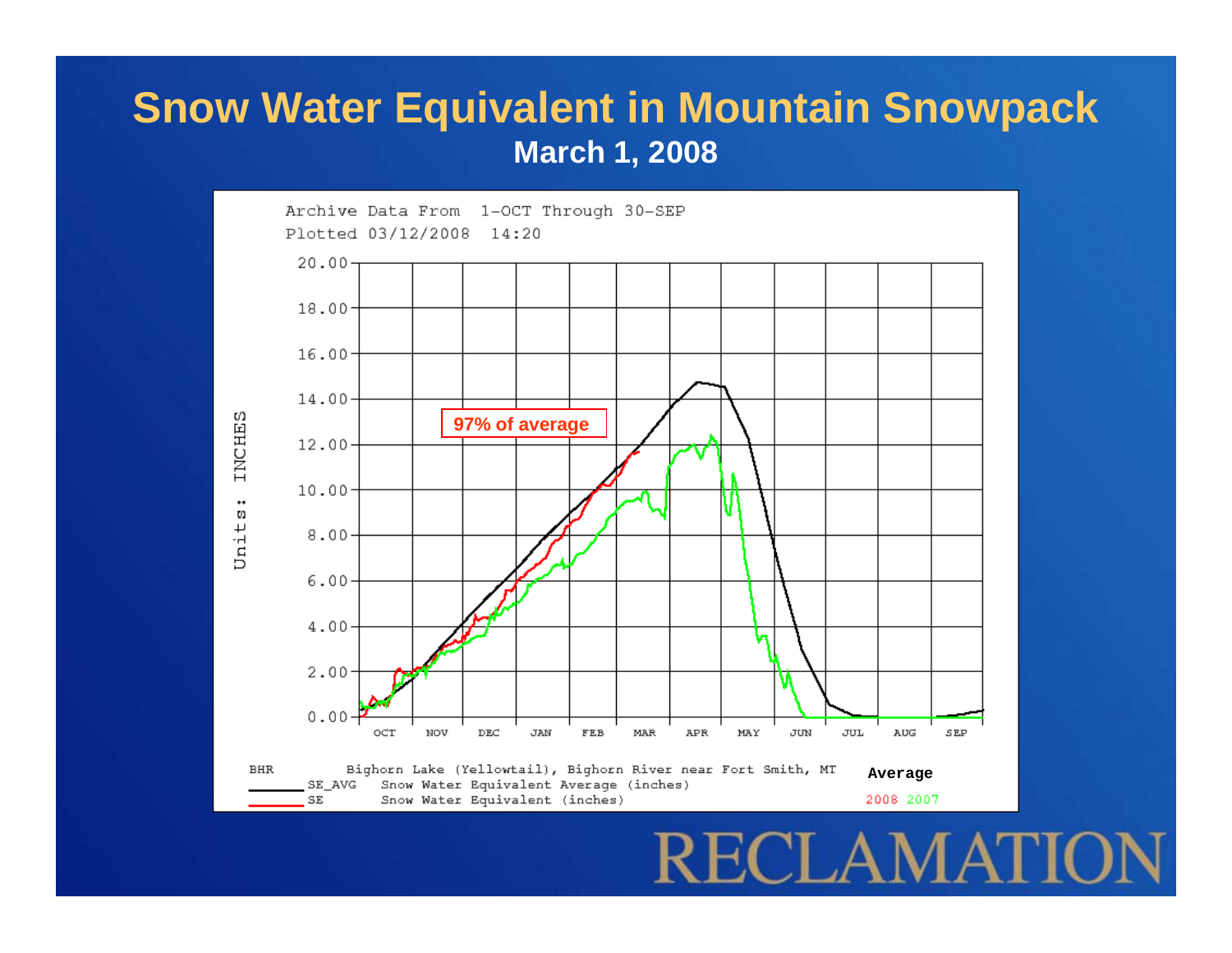# Snow Water Equivalent in Mountain Snowpack

## March 1, 2008

Archive Data From 1-OCT Through 30-SEP
Plotted 03/12/2008 14:20

97% of average

Units: INCHES

20.00, 18.00, 16.00, 14.00, 12.00, 10.00, 8.00, 6.00, 4.00, 2.00, 0.00

OCT NOV DEC JAN FEB MAR APR MAY JUN JUL AUG SEP

BHR Bighorn Lake (Yellowtail), Bighorn River near Fort Smith, MT

SE_AVG Snow Water Equivalent Average (inches)

SE Snow Water Equivalent (inches)

**Average**

2008 2007

RECLAMATION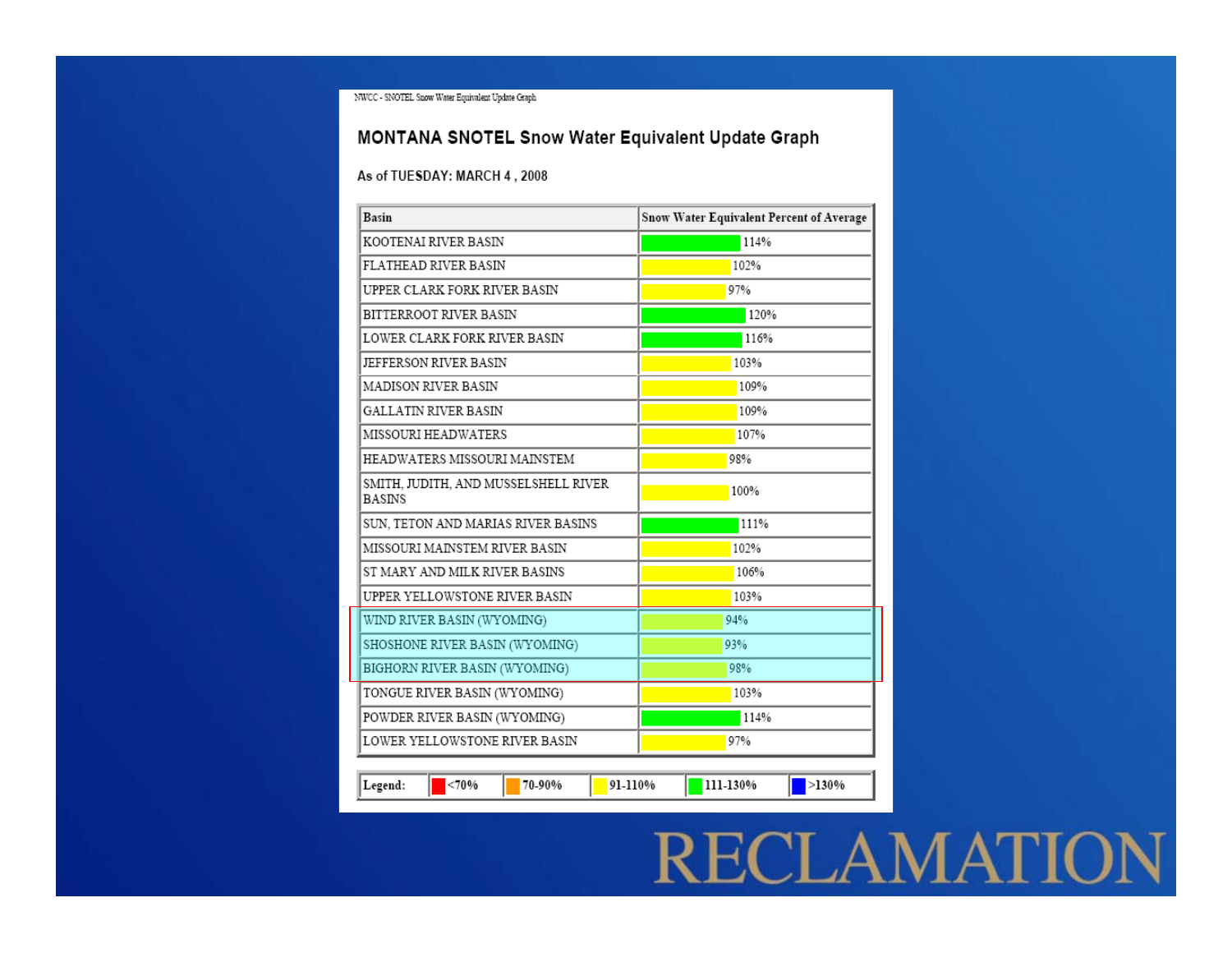NWCC - SNOTEL Snow Water Equivalent Update Graph

## MONTANA SNOTEL Snow Water Equivalent Update Graph

As of TUESDAY: MARCH 4 , 2008

| Basin | Snow Water Equivalent Percent of Average |
|---|---|
| KOOTENAI RIVER BASIN | 114% |
| FLATHEAD RIVER BASIN | 102% |
| UPPER CLARK FORK RIVER BASIN | 97% |
| BITTERROOT RIVER BASIN | 120% |
| LOWER CLARK FORK RIVER BASIN | 116% |
| JEFFERSON RIVER BASIN | 103% |
| MADISON RIVER BASIN | 109% |
| GALLATIN RIVER BASIN | 109% |
| MISSOURI HEADWATERS | 107% |
| HEADWATERS MISSOURI MAINSTEM | 98% |
| SMITH, JUDITH, AND MUSSELSHELL RIVER BASINS | 100% |
| SUN, TETON AND MARIAS RIVER BASINS | 111% |
| MISSOURI MAINSTEM RIVER BASIN | 102% |
| ST MARY AND MILK RIVER BASINS | 106% |
| UPPER YELLOWSTONE RIVER BASIN | 103% |
| WIND RIVER BASIN (WYOMING) | 94% |
| SHOSHONE RIVER BASIN (WYOMING) | 93% |
| BIGHORN RIVER BASIN (WYOMING) | 98% |
| TONGUE RIVER BASIN (WYOMING) | 103% |
| POWDER RIVER BASIN (WYOMING) | 114% |
| LOWER YELLOWSTONE RIVER BASIN | 97% |

| Legend: | <70% | 70-90% | 91-110% | 111-130% | >130% |
|---|---|---|---|---|---|

RECLAMATION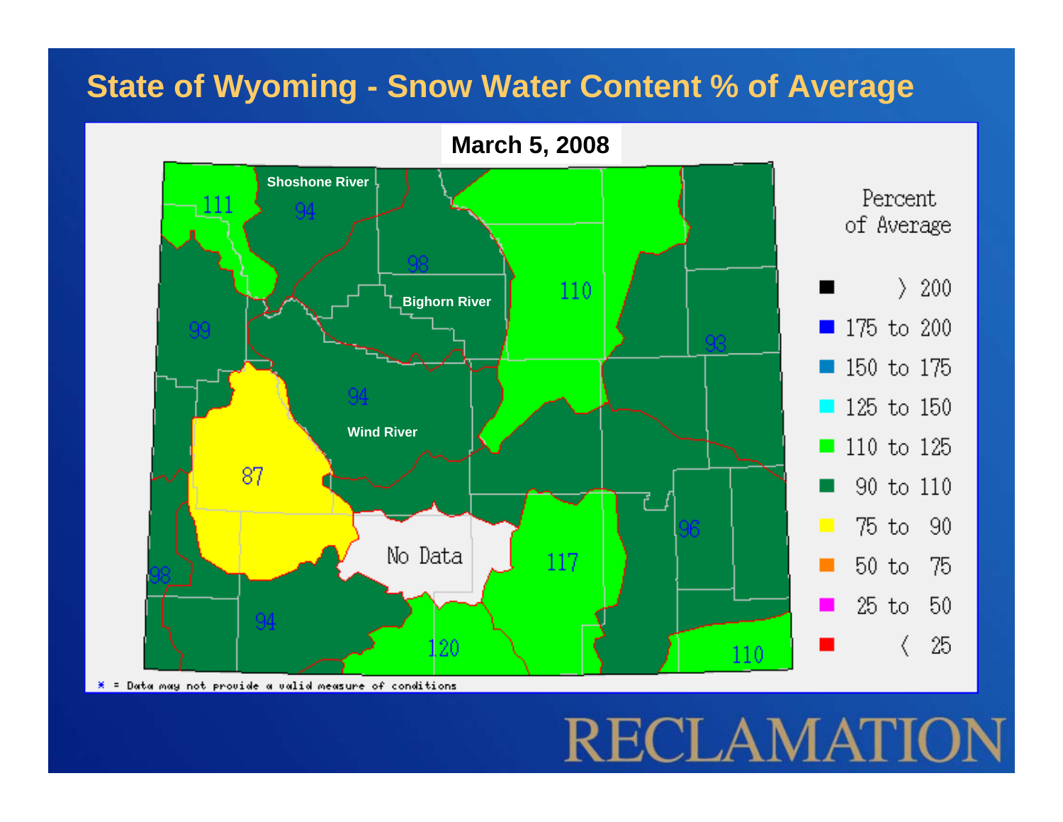# State of Wyoming - Snow Water Content % of Average

**March 5, 2008**

Shoshone River

Bighorn River

Wind River

111 | 94 | 98 | 110 | 99 | 93 | 94 | 87 | No Data | 96 | 117 | 98 | 94 | 120 | 110

Percent of Average

- 〉 200
- 175 to 200
- 150 to 175
- 125 to 150
- 110 to 125
- 90 to 110
- 75 to 90
- 50 to 75
- 25 to 50
- 〈 25

* = Data may not provide a valid measure of conditions

RECLAMATION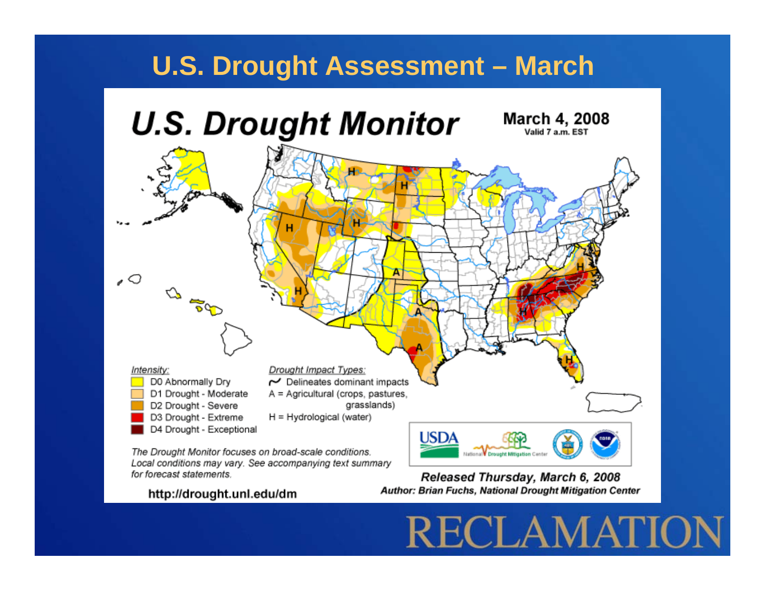# U.S. Drought Assessment – March

## U.S. Drought Monitor

**March 4, 2008**
Valid 7 a.m. EST

*Intensity:*

- D0 Abnormally Dry
- D1 Drought - Moderate
- D2 Drought - Severe
- D3 Drought - Extreme
- D4 Drought - Exceptional

*Drought Impact Types:*

- ~ Delineates dominant impacts
- A = Agricultural (crops, pastures, grasslands)
- H = Hydrological (water)

*The Drought Monitor focuses on broad-scale conditions. Local conditions may vary. See accompanying text summary for forecast statements.*

http://drought.unl.edu/dm

***Released Thursday, March 6, 2008***
***Author: Brian Fuchs, National Drought Mitigation Center***

RECLAMATION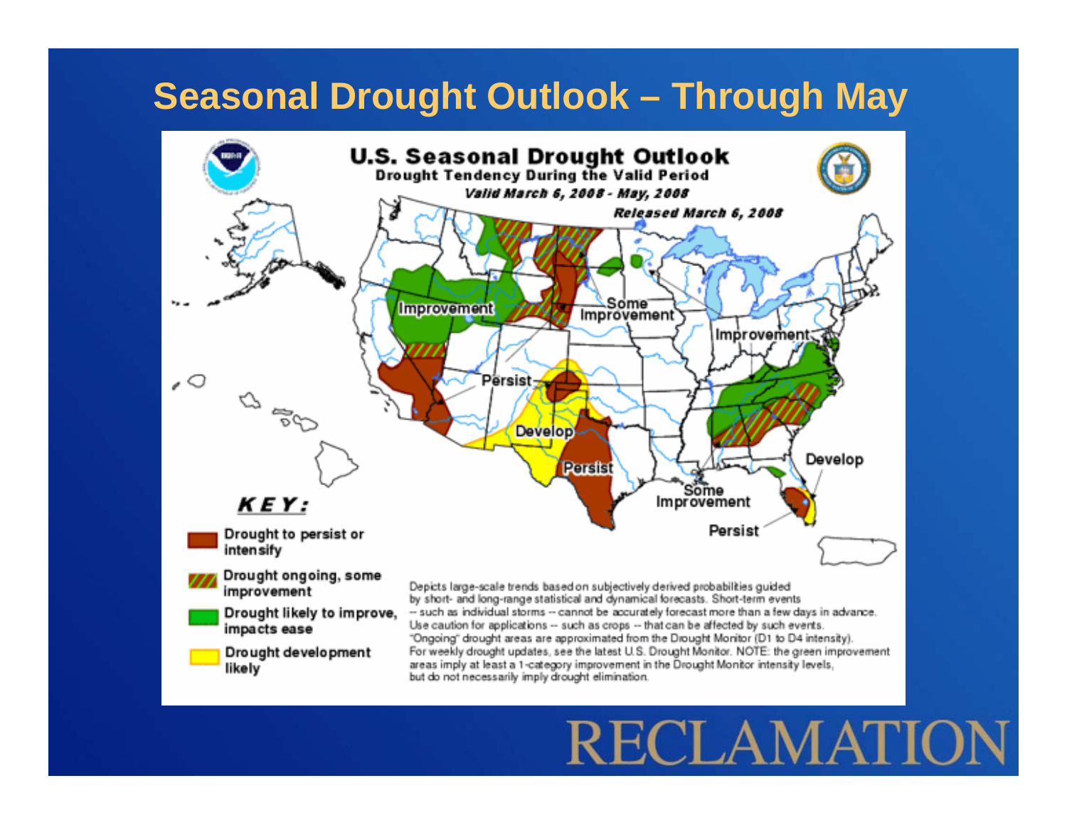# Seasonal Drought Outlook – Through May

**U.S. Seasonal Drought Outlook**
Drought Tendency During the Valid Period
*Valid March 6, 2008 - May, 2008*
*Released March 6, 2008*

Improvement
Some Improvement
Improvement
Persist
Develop
Persist
Develop
Some Improvement
Persist

**KEY:**

- Drought to persist or intensify
- Drought ongoing, some improvement
- Drought likely to improve, impacts ease
- Drought development likely

Depicts large-scale trends based on subjectively derived probabilities guided by short- and long-range statistical and dynamical forecasts. Short-term events -- such as individual storms -- cannot be accurately forecast more than a few days in advance. Use caution for applications -- such as crops -- that can be affected by such events. "Ongoing" drought areas are approximated from the Drought Monitor (D1 to D4 intensity). For weekly drought updates, see the latest U.S. Drought Monitor. NOTE: the green improvement areas imply at least a 1-category improvement in the Drought Monitor intensity levels, but do not necessarily imply drought elimination.

RECLAMATION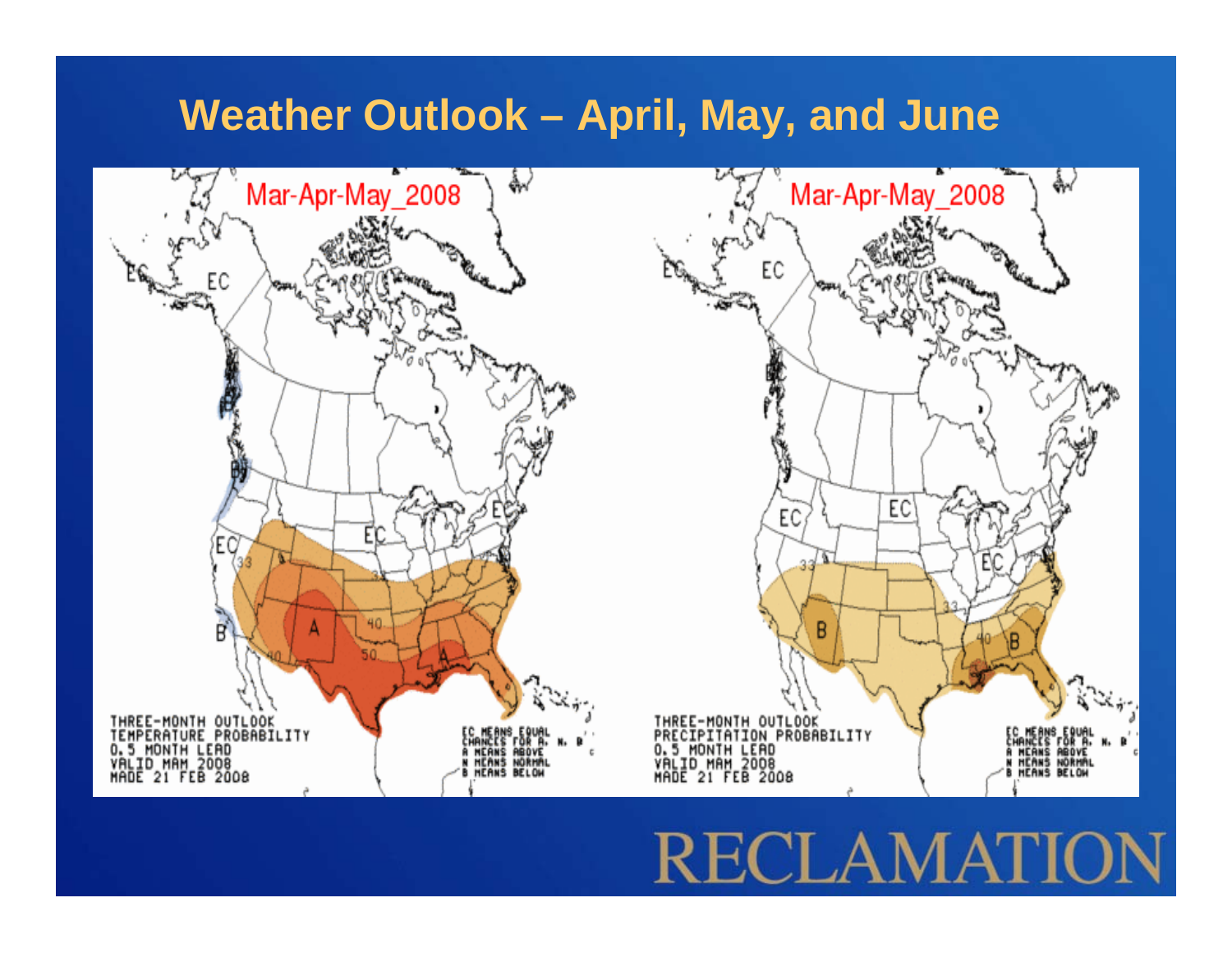# Weather Outlook – April, May, and June

Mar-Apr-May_2008

THREE-MONTH OUTLOOK
TEMPERATURE PROBABILITY
0.5 MONTH LEAD
VALID MAM 2008
MADE 21 FEB 2008

EC MEANS EQUAL CHANCES FOR A, N, B
A MEANS ABOVE
N MEANS NORMAL
B MEANS BELOW

Mar-Apr-May_2008

THREE-MONTH OUTLOOK
PRECIPITATION PROBABILITY
0.5 MONTH LEAD
VALID MAM 2008
MADE 21 FEB 2008

EC MEANS EQUAL CHANCES FOR A, N, B
A MEANS ABOVE
N MEANS NORMAL
B MEANS BELOW

RECLAMATION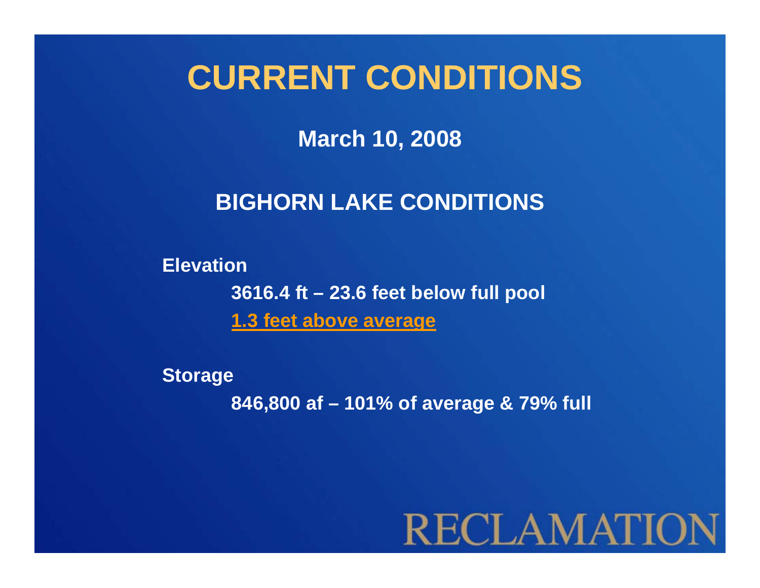# CURRENT CONDITIONS

**March 10, 2008**

## BIGHORN LAKE CONDITIONS

**Elevation**

**3616.4 ft – 23.6 feet below full pool**

**1.3 feet above average**

**Storage**

**846,800 af – 101% of average & 79% full**

RECLAMATION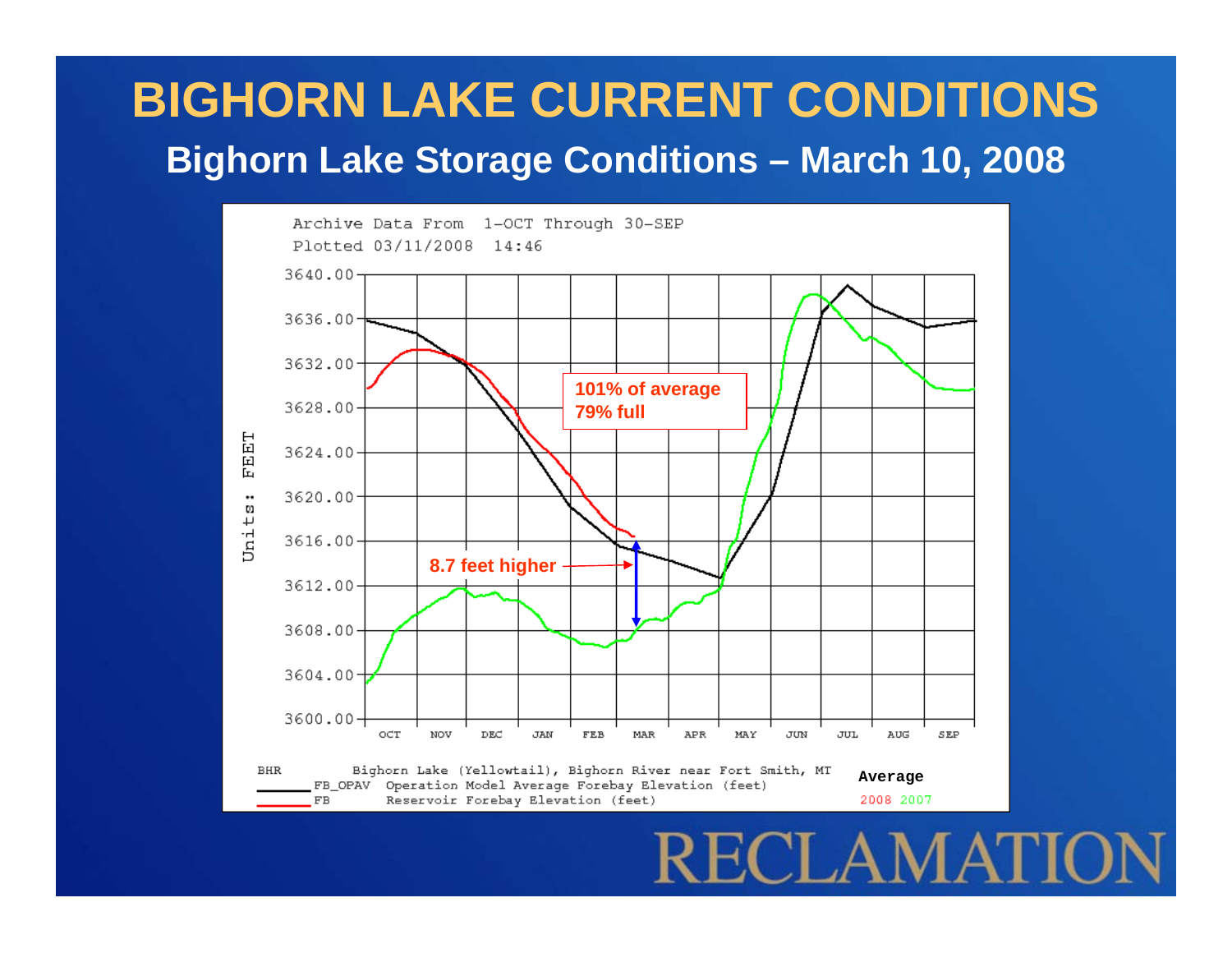# BIGHORN LAKE CURRENT CONDITIONS

## Bighorn Lake Storage Conditions – March 10, 2008

Archive Data From 1-OCT Through 30-SEP
Plotted 03/11/2008 14:46

Units: FEET

101% of average
79% full

8.7 feet higher

BHR Bighorn Lake (Yellowtail), Bighorn River near Fort Smith, MT
FB_OPAV Operation Model Average Forebay Elevation (feet)
FB Reservoir Forebay Elevation (feet)

Average
2008 2007

RECLAMATION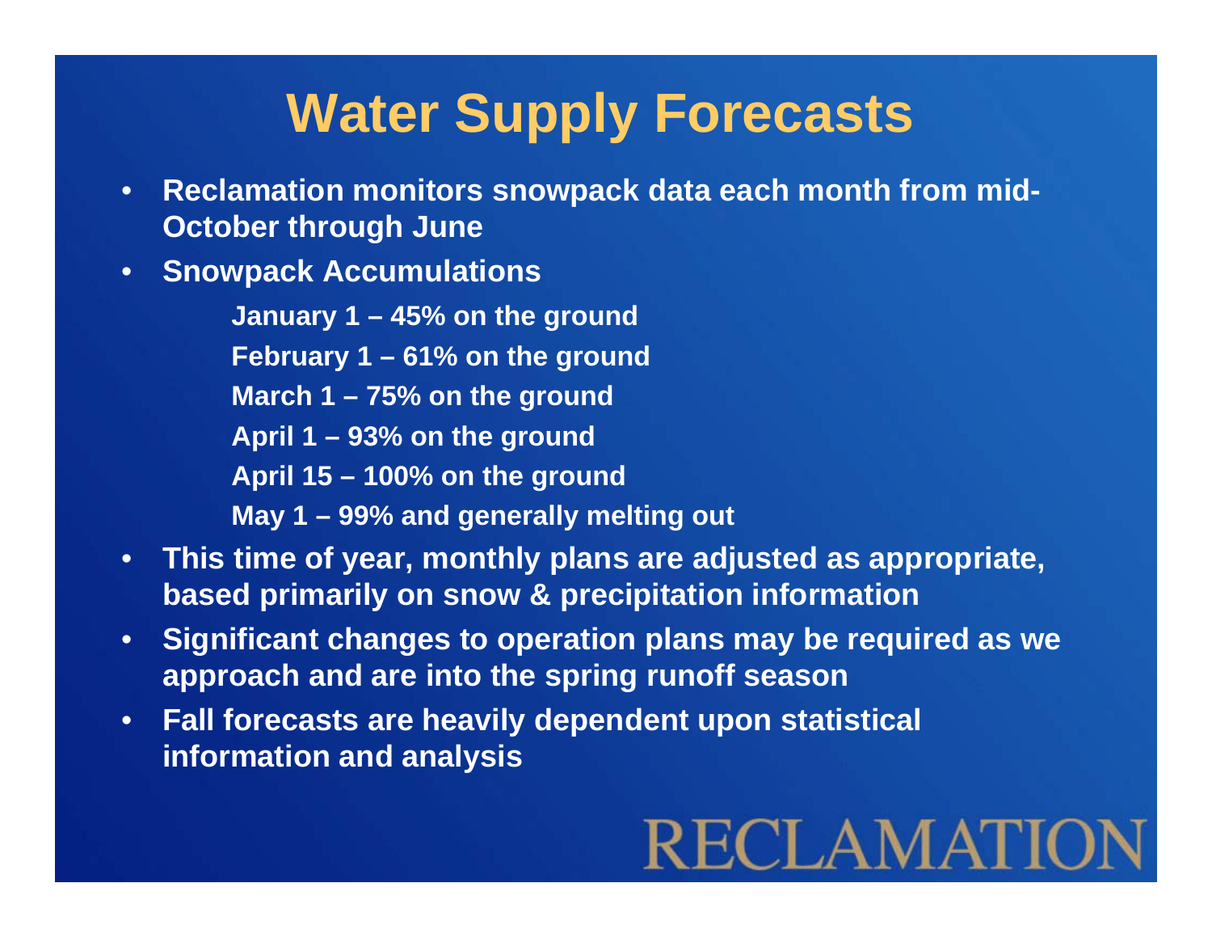# Water Supply Forecasts

- Reclamation monitors snowpack data each month from mid-October through June
- Snowpack Accumulations
  - January 1 – 45% on the ground
  - February 1 – 61% on the ground
  - March 1 – 75% on the ground
  - April 1 – 93% on the ground
  - April 15 – 100% on the ground
  - May 1 – 99% and generally melting out
- This time of year, monthly plans are adjusted as appropriate, based primarily on snow & precipitation information
- Significant changes to operation plans may be required as we approach and are into the spring runoff season
- Fall forecasts are heavily dependent upon statistical information and analysis

RECLAMATION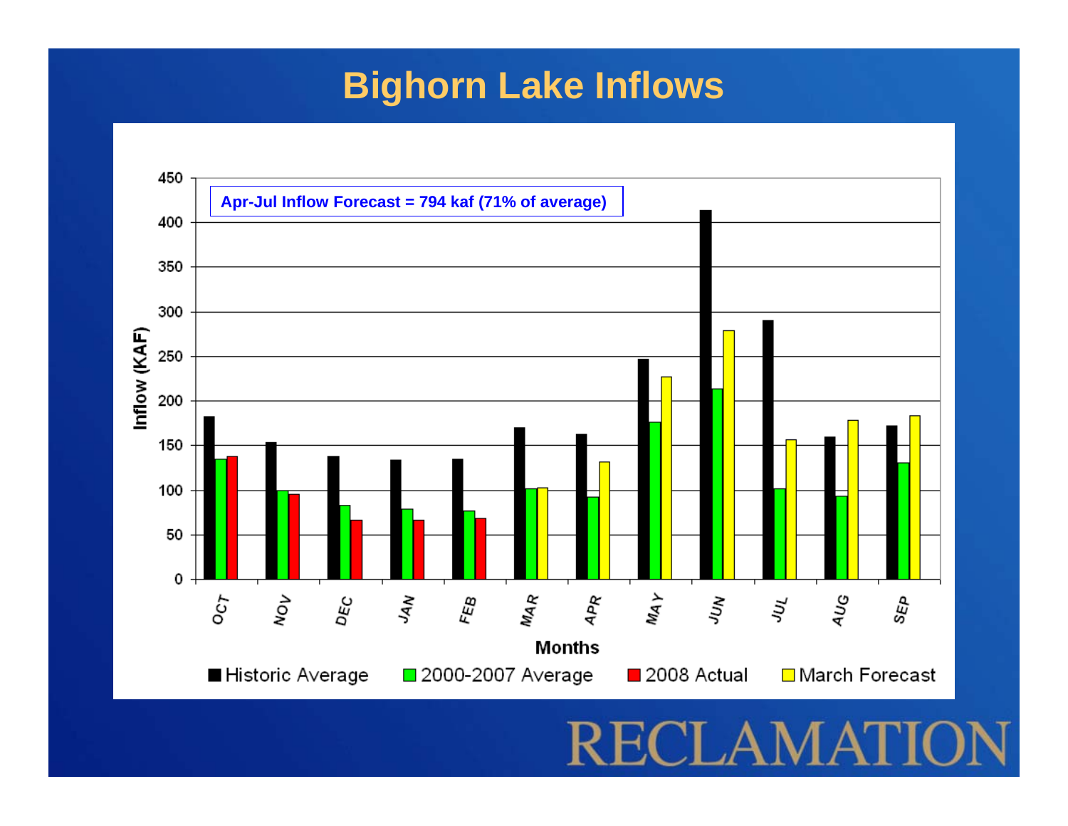# Bighorn Lake Inflows

Apr-Jul Inflow Forecast = 794 kaf (71% of average)

Inflow (KAF)

450
400
350
300
250
200
150
100
50
0

OCT NOV DEC JAN FEB MAR APR MAY JUN JUL AUG SEP

Months

■ Historic Average ■ 2000-2007 Average ■ 2008 Actual ■ March Forecast

RECLAMATION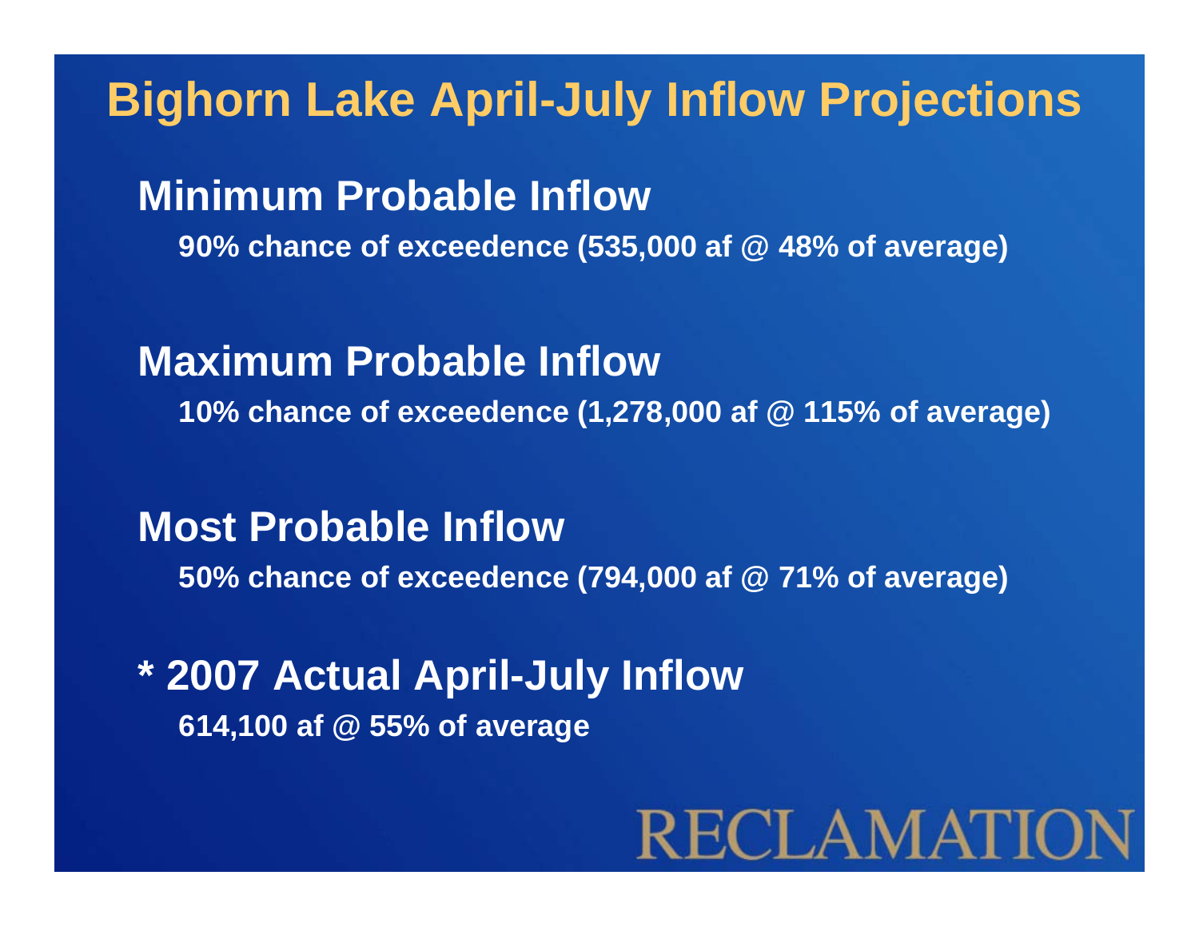# Bighorn Lake April-July Inflow Projections

## Minimum Probable Inflow

**90% chance of exceedence (535,000 af @ 48% of average)**

## Maximum Probable Inflow

**10% chance of exceedence (1,278,000 af @ 115% of average)**

## Most Probable Inflow

**50% chance of exceedence (794,000 af @ 71% of average)**

## * 2007 Actual April-July Inflow

**614,100 af @ 55% of average**

RECLAMATION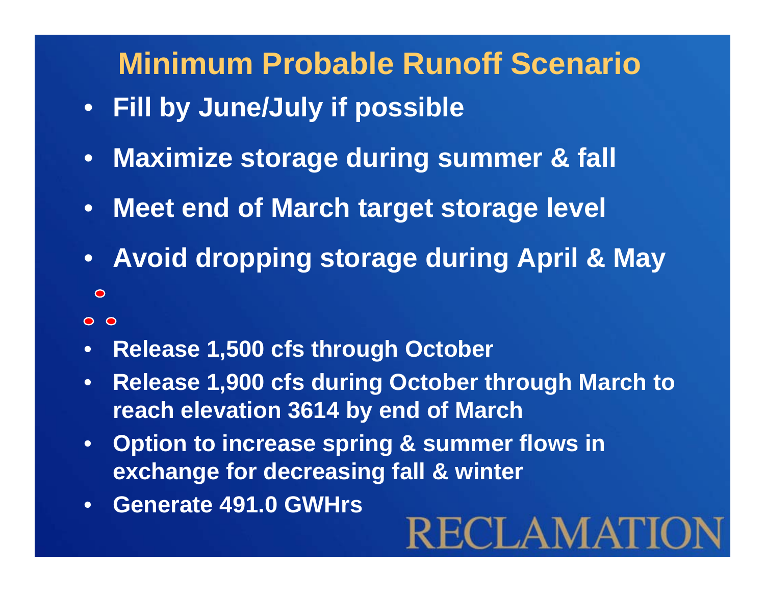# Minimum Probable Runoff Scenario

- Fill by June/July if possible
- Maximize storage during summer & fall
- Meet end of March target storage level
- Avoid dropping storage during April & May

- Release 1,500 cfs through October
- Release 1,900 cfs during October through March to reach elevation 3614 by end of March
- Option to increase spring & summer flows in exchange for decreasing fall & winter
- Generate 491.0 GWHrs

RECLAMATION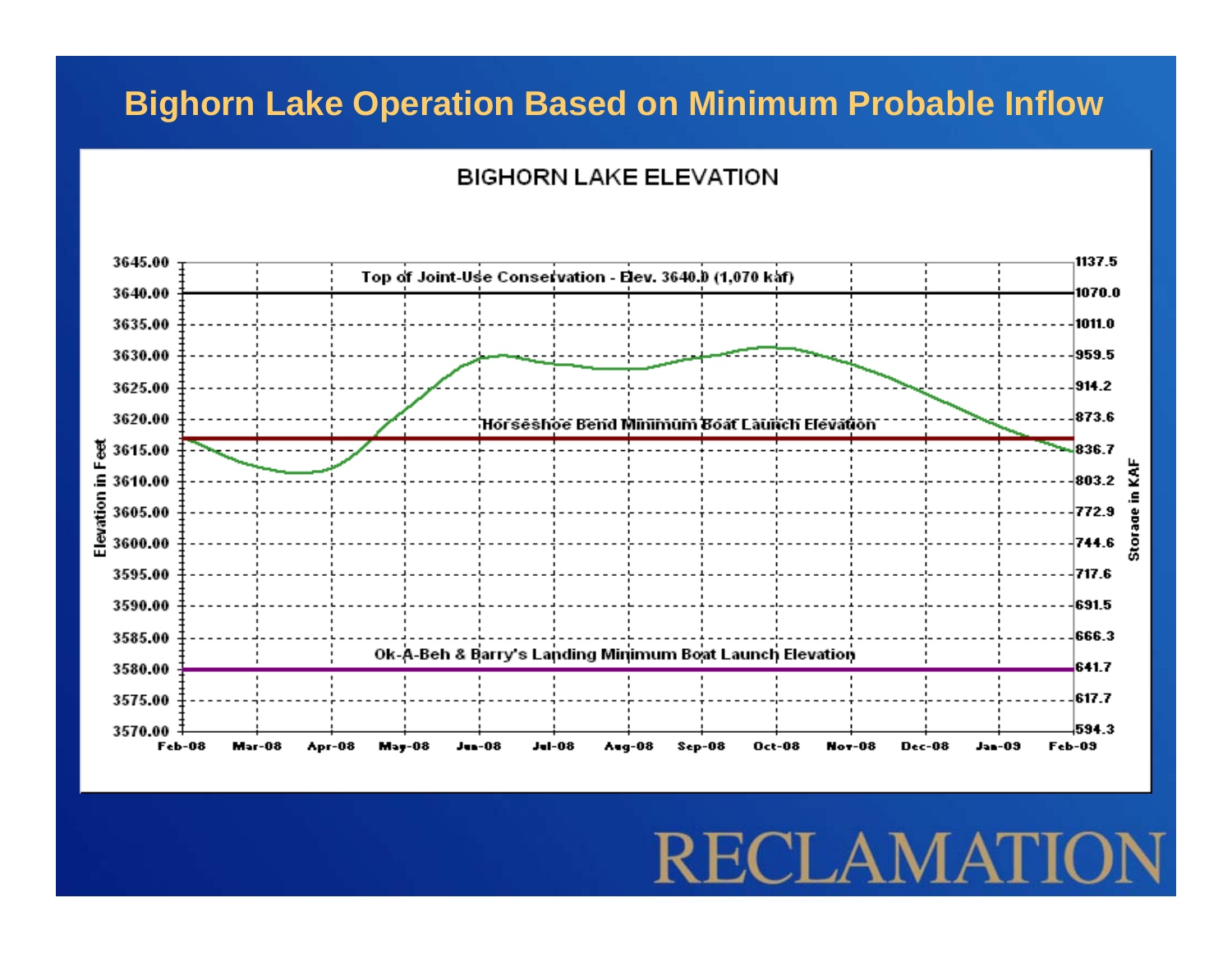# Bighorn Lake Operation Based on Minimum Probable Inflow

BIGHORN LAKE ELEVATION

Top of Joint-Use Conservation - Elev. 3640.0 (1,070 kaf)

Horseshoe Bend Minimum Boat Launch Elevation

Ok-A-Beh & Barry's Landing Minimum Boat Launch Elevation

| Elevation in Feet | Storage in KAF |
|---|---|
| 3645.00 | 1137.5 |
| 3640.00 | 1070.0 |
| 3635.00 | 1011.0 |
| 3630.00 | 959.5 |
| 3625.00 | 914.2 |
| 3620.00 | 873.6 |
| 3615.00 | 836.7 |
| 3610.00 | 803.2 |
| 3605.00 | 772.9 |
| 3600.00 | 744.6 |
| 3595.00 | 717.6 |
| 3590.00 | 691.5 |
| 3585.00 | 666.3 |
| 3580.00 | 641.7 |
| 3575.00 | 617.7 |
| 3570.00 | 594.3 |

Feb-08, Mar-08, Apr-08, May-08, Jun-08, Jul-08, Aug-08, Sep-08, Oct-08, Nov-08, Dec-08, Jan-09, Feb-09

RECLAMATION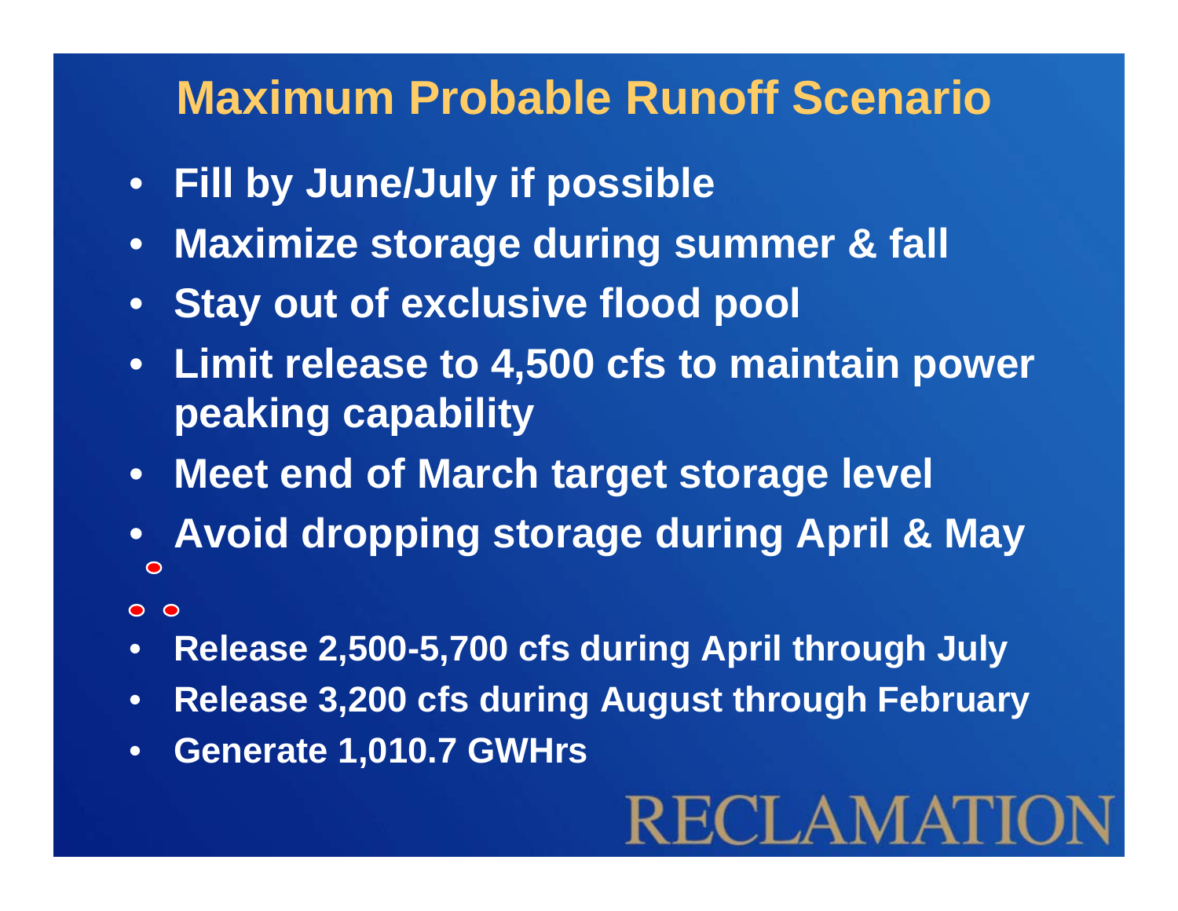# Maximum Probable Runoff Scenario

- **Fill by June/July if possible**
- **Maximize storage during summer & fall**
- **Stay out of exclusive flood pool**
- **Limit release to 4,500 cfs to maintain power peaking capability**
- **Meet end of March target storage level**
- **Avoid dropping storage during April & May**

- **Release 2,500-5,700 cfs during April through July**
- **Release 3,200 cfs during August through February**
- **Generate 1,010.7 GWHrs**

RECLAMATION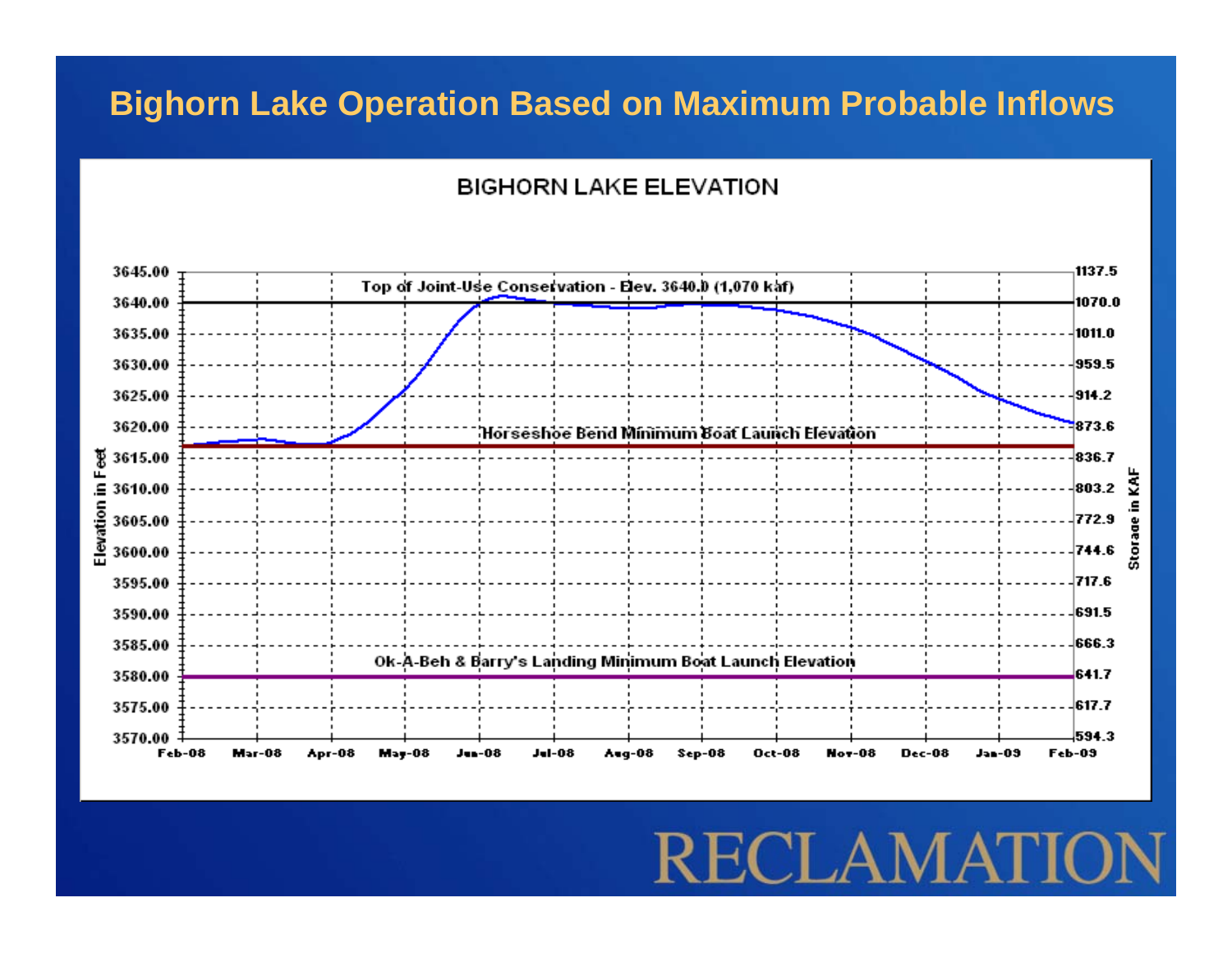# Bighorn Lake Operation Based on Maximum Probable Inflows

BIGHORN LAKE ELEVATION

Elevation in Feet: 3570.00, 3575.00, 3580.00, 3585.00, 3590.00, 3595.00, 3600.00, 3605.00, 3610.00, 3615.00, 3620.00, 3625.00, 3630.00, 3635.00, 3640.00, 3645.00

Storage in KAF: 594.3, 617.7, 641.7, 666.3, 691.5, 717.6, 744.6, 772.9, 803.2, 836.7, 873.6, 914.2, 959.5, 1011.0, 1070.0, 1137.5

Feb-08, Mar-08, Apr-08, May-08, Jun-08, Jul-08, Aug-08, Sep-08, Oct-08, Nov-08, Dec-08, Jan-09, Feb-09

Top of Joint-Use Conservation - Elev. 3640.0 (1,070 kaf)

Horseshoe Bend Minimum Boat Launch Elevation

Ok-A-Beh & Barry's Landing Minimum Boat Launch Elevation

RECLAMATION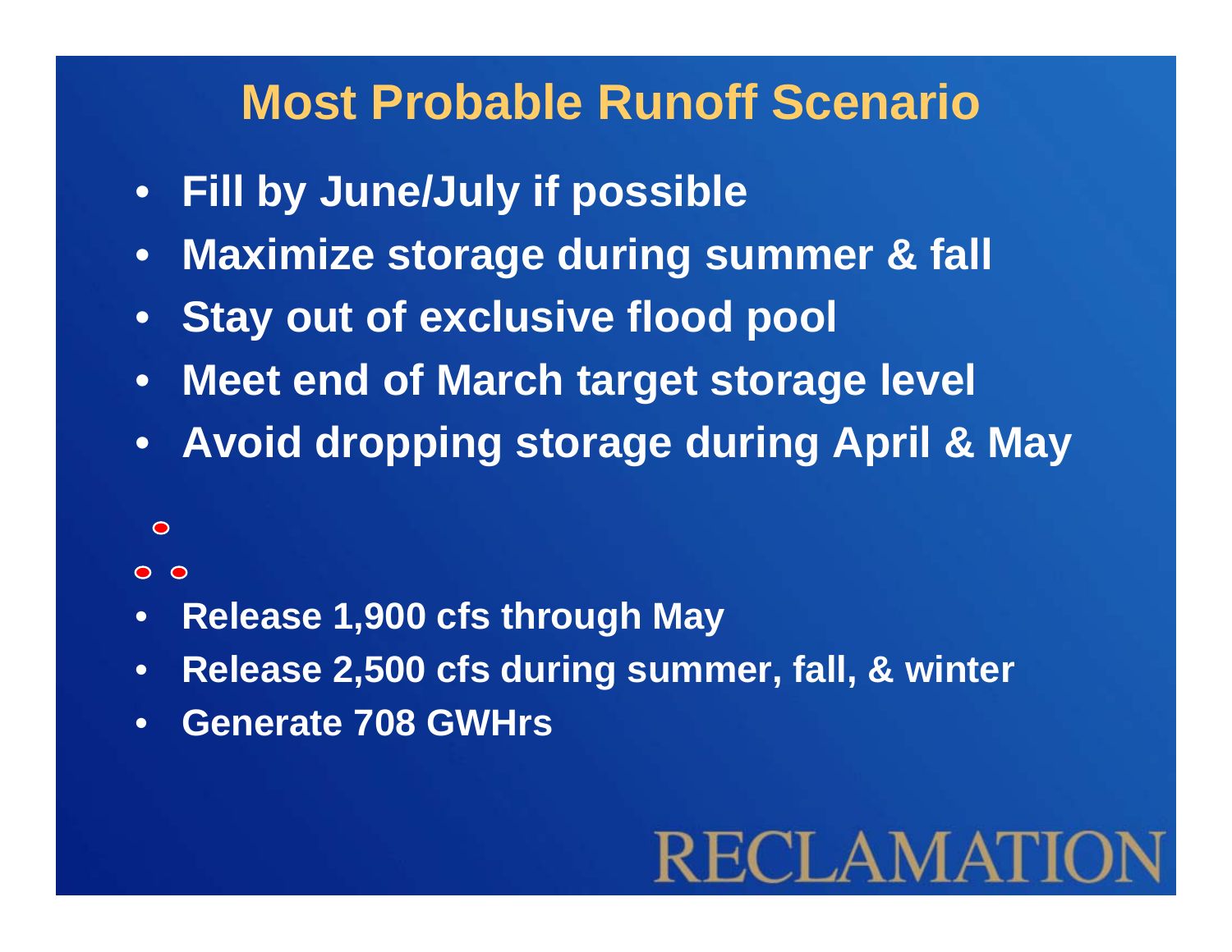# Most Probable Runoff Scenario

- Fill by June/July if possible
- Maximize storage during summer & fall
- Stay out of exclusive flood pool
- Meet end of March target storage level
- Avoid dropping storage during April & May

- Release 1,900 cfs through May
- Release 2,500 cfs during summer, fall, & winter
- Generate 708 GWHrs

RECLAMATION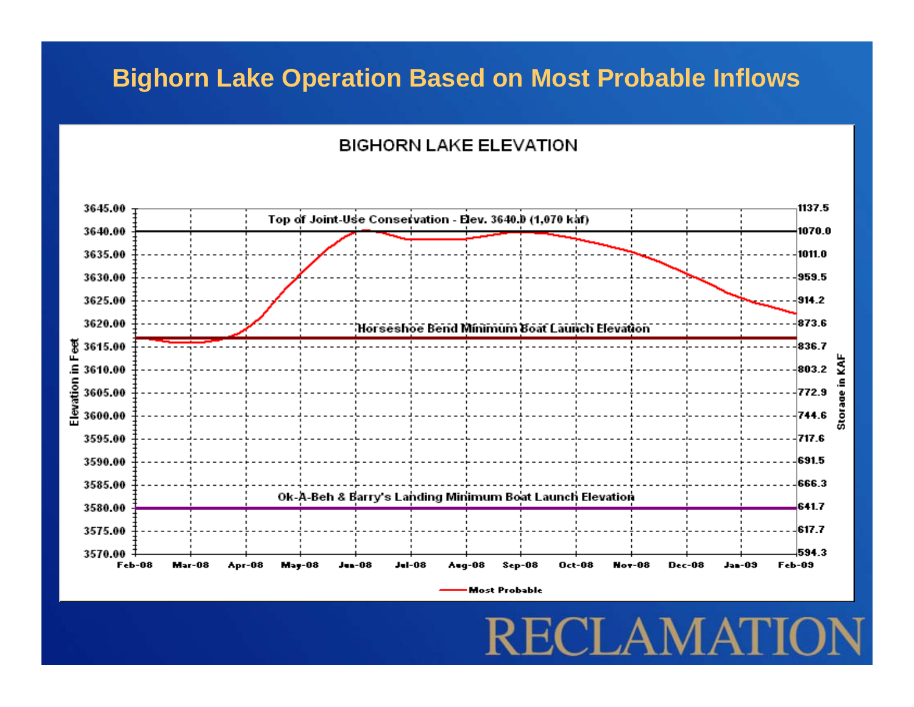# Bighorn Lake Operation Based on Most Probable Inflows

BIGHORN LAKE ELEVATION

Top of Joint-Use Conservation - Elev. 3640.0 (1,070 kaf)

Horseshoe Bend Minimum Boat Launch Elevation

Ok-A-Beh & Barry's Landing Minimum Boat Launch Elevation

Elevation in Feet: 3645.00, 3640.00, 3635.00, 3630.00, 3625.00, 3620.00, 3615.00, 3610.00, 3605.00, 3600.00, 3595.00, 3590.00, 3585.00, 3580.00, 3575.00, 3570.00

Storage in KAF: 1137.5, 1070.0, 1011.0, 959.5, 914.2, 873.6, 836.7, 803.2, 772.9, 744.6, 717.6, 691.5, 666.3, 641.7, 617.7, 594.3

Feb-08, Mar-08, Apr-08, May-08, Jun-08, Jul-08, Aug-08, Sep-08, Oct-08, Nov-08, Dec-08, Jan-09, Feb-09

Most Probable

RECLAMATION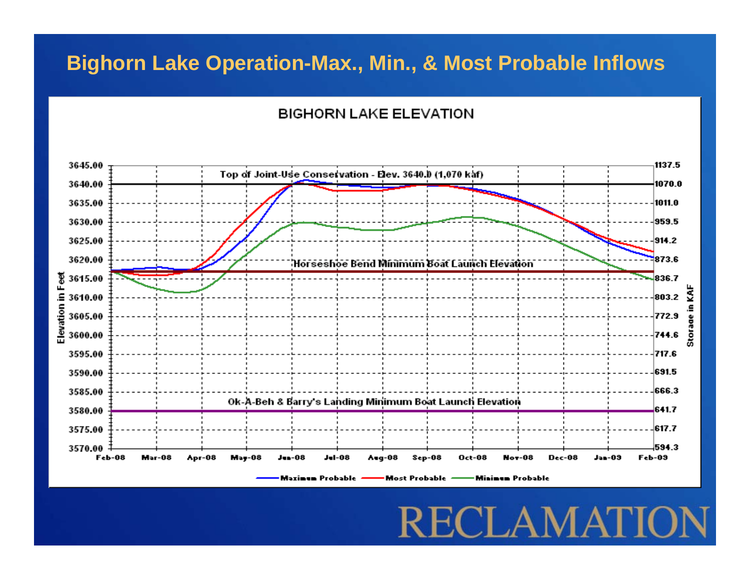# Bighorn Lake Operation-Max., Min., & Most Probable Inflows

BIGHORN LAKE ELEVATION

Top of Joint-Use Conservation - Elev. 3640.0 (1,070 kaf)

Horseshoe Bend Minimum Boat Launch Elevation

Ok-A-Beh & Barry's Landing Minimum Boat Launch Elevation

Elevation in Feet: 3645.00, 3640.00, 3635.00, 3630.00, 3625.00, 3620.00, 3615.00, 3610.00, 3605.00, 3600.00, 3595.00, 3590.00, 3585.00, 3580.00, 3575.00, 3570.00

Storage in KAF: 1137.5, 1070.0, 1011.0, 959.5, 914.2, 873.6, 836.7, 803.2, 772.9, 744.6, 717.6, 691.5, 666.3, 641.7, 617.7, 594.3

Feb-08, Mar-08, Apr-08, May-08, Jun-08, Jul-08, Aug-08, Sep-08, Oct-08, Nov-08, Dec-08, Jan-09, Feb-09

Maximum Probable — Most Probable — Minimum Probable

RECLAMATION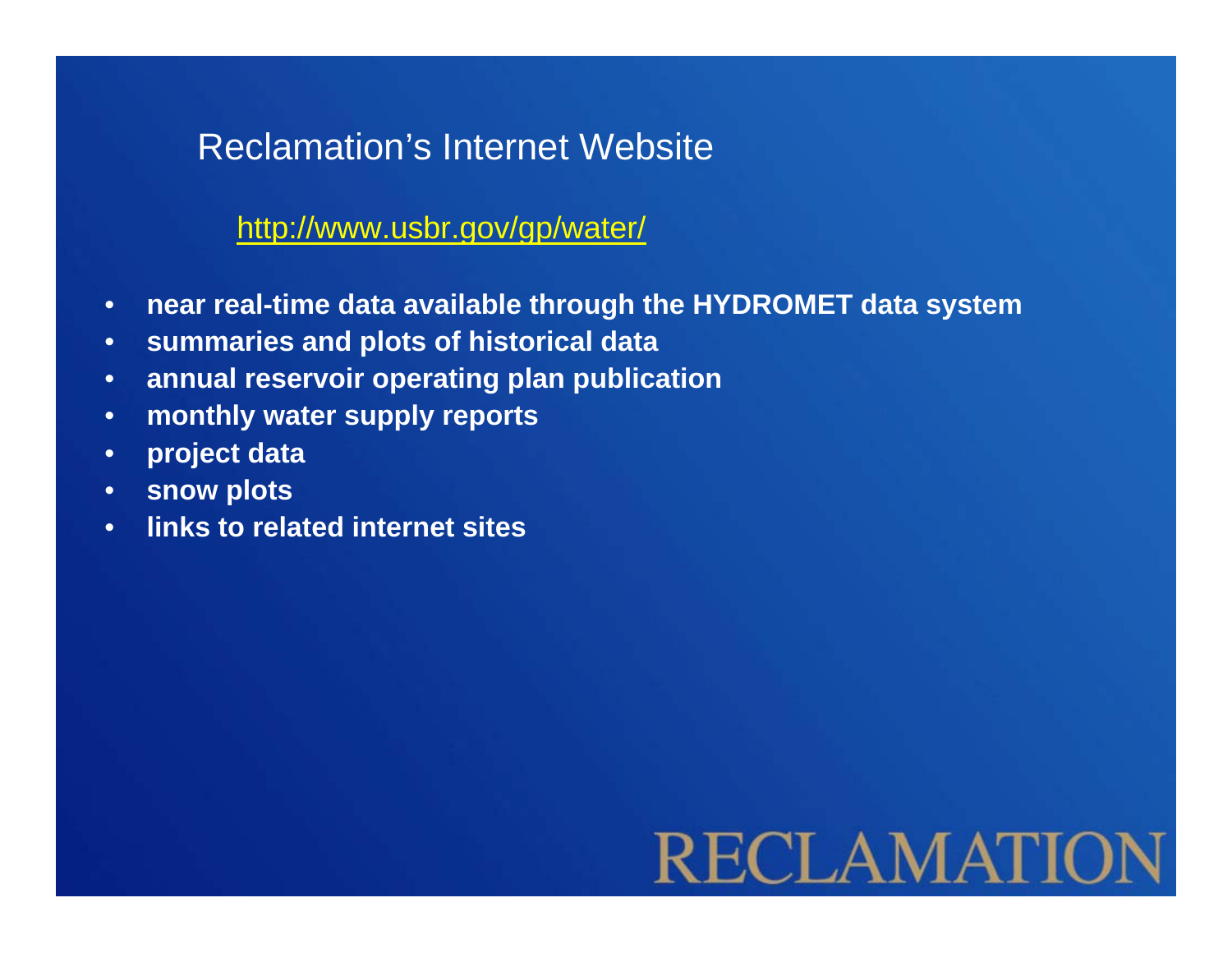## Reclamation's Internet Website

http://www.usbr.gov/gp/water/

- **near real-time data available through the HYDROMET data system**
- **summaries and plots of historical data**
- **annual reservoir operating plan publication**
- **monthly water supply reports**
- **project data**
- **snow plots**
- **links to related internet sites**

RECLAMATION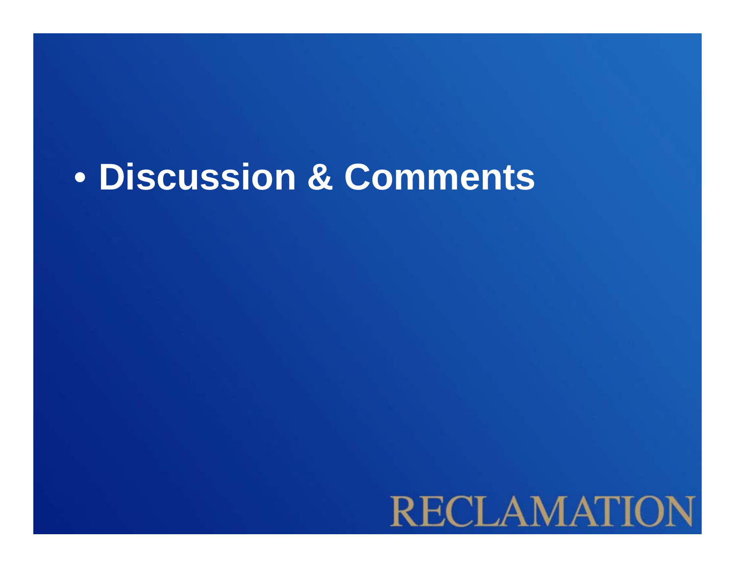- **Discussion & Comments**

RECLAMATION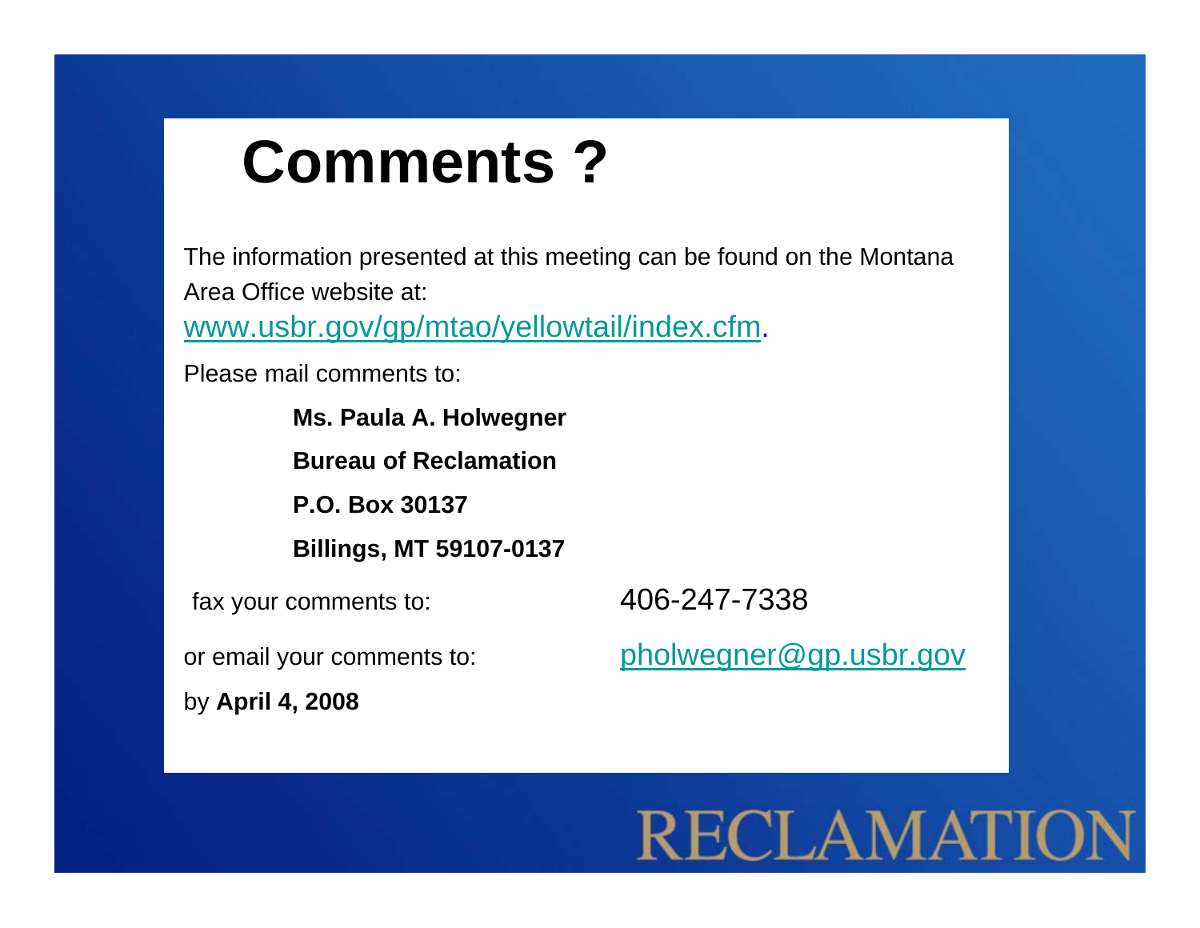# Comments ?

The information presented at this meeting can be found on the Montana Area Office website at:

www.usbr.gov/gp/mtao/yellowtail/index.cfm.

Please mail comments to:

**Ms. Paula A. Holwegner**

**Bureau of Reclamation**

**P.O. Box 30137**

**Billings, MT 59107-0137**

fax your comments to: 406-247-7338

or email your comments to: pholwegner@gp.usbr.gov

by **April 4, 2008**

RECLAMATION